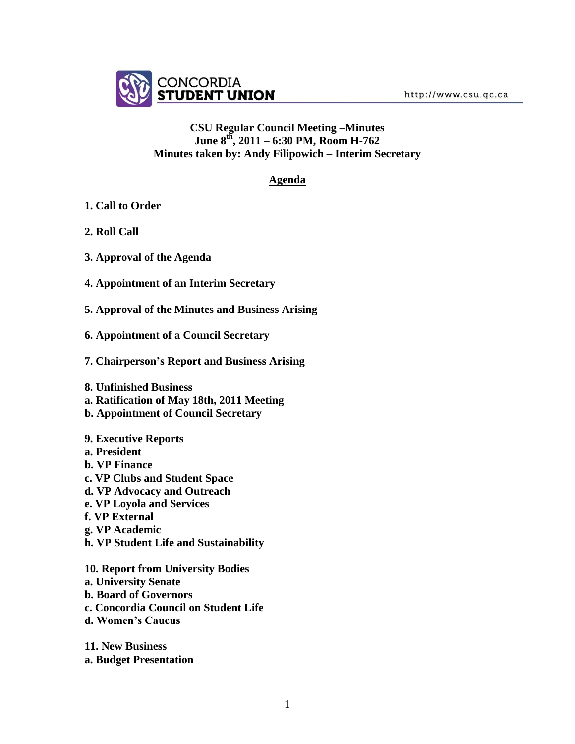CONCORDIA STUDENT UNION http://www.csu.qc.ca

# CSU Regular Council Meeting –Minutes
## June 8th, 2011 – 6:30 PM, Room H-762
## Minutes taken by: Andy Filipowich – Interim Secretary

## Agenda

**1. Call to Order**

**2. Roll Call**

**3. Approval of the Agenda**

**4. Appointment of an Interim Secretary**

**5. Approval of the Minutes and Business Arising**

**6. Appointment of a Council Secretary**

**7. Chairperson's Report and Business Arising**

**8. Unfinished Business**
**a. Ratification of May 18th, 2011 Meeting**
**b. Appointment of Council Secretary**

**9. Executive Reports**
**a. President**
**b. VP Finance**
**c. VP Clubs and Student Space**
**d. VP Advocacy and Outreach**
**e. VP Loyola and Services**
**f. VP External**
**g. VP Academic**
**h. VP Student Life and Sustainability**

**10. Report from University Bodies**
**a. University Senate**
**b. Board of Governors**
**c. Concordia Council on Student Life**
**d. Women's Caucus**

**11. New Business**
**a. Budget Presentation**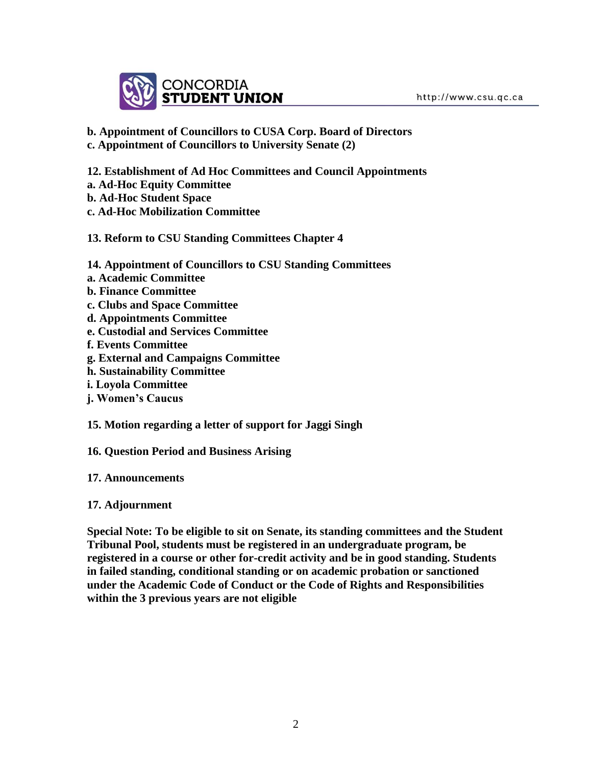**b. Appointment of Councillors to CUSA Corp. Board of Directors**
**c. Appointment of Councillors to University Senate (2)**

**12. Establishment of Ad Hoc Committees and Council Appointments**
**a. Ad-Hoc Equity Committee**
**b. Ad-Hoc Student Space**
**c. Ad-Hoc Mobilization Committee**

**13. Reform to CSU Standing Committees Chapter 4**

**14. Appointment of Councillors to CSU Standing Committees**
**a. Academic Committee**
**b. Finance Committee**
**c. Clubs and Space Committee**
**d. Appointments Committee**
**e. Custodial and Services Committee**
**f. Events Committee**
**g. External and Campaigns Committee**
**h. Sustainability Committee**
**i. Loyola Committee**
**j. Women's Caucus**

**15. Motion regarding a letter of support for Jaggi Singh**

**16. Question Period and Business Arising**

**17. Announcements**

**17. Adjournment**

**Special Note: To be eligible to sit on Senate, its standing committees and the Student Tribunal Pool, students must be registered in an undergraduate program, be registered in a course or other for-credit activity and be in good standing. Students in failed standing, conditional standing or on academic probation or sanctioned under the Academic Code of Conduct or the Code of Rights and Responsibilities within the 3 previous years are not eligible**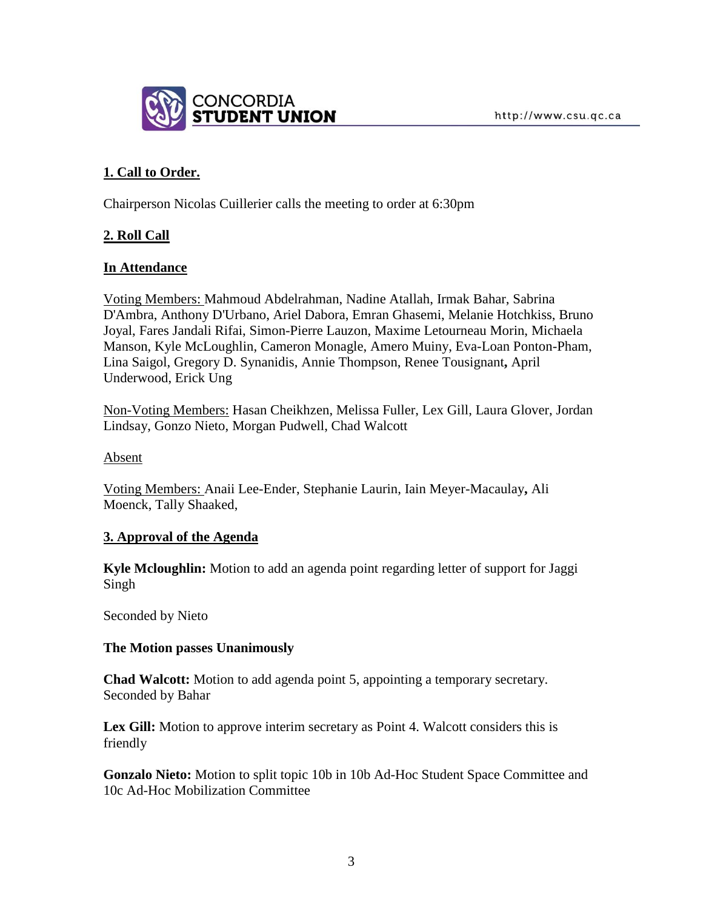## 1. Call to Order.

Chairperson Nicolas Cuillerier calls the meeting to order at 6:30pm

## 2. Roll Call

### In Attendance

Voting Members: Mahmoud Abdelrahman, Nadine Atallah, Irmak Bahar, Sabrina D'Ambra, Anthony D'Urbano, Ariel Dabora, Emran Ghasemi, Melanie Hotchkiss, Bruno Joyal, Fares Jandali Rifai, Simon-Pierre Lauzon, Maxime Letourneau Morin, Michaela Manson, Kyle McLoughlin, Cameron Monagle, Amero Muiny, Eva-Loan Ponton-Pham, Lina Saigol, Gregory D. Synanidis, Annie Thompson, Renee Tousignant**,** April Underwood, Erick Ung

Non-Voting Members: Hasan Cheikhzen, Melissa Fuller, Lex Gill, Laura Glover, Jordan Lindsay, Gonzo Nieto, Morgan Pudwell, Chad Walcott

Absent

Voting Members: Anaii Lee-Ender, Stephanie Laurin, Iain Meyer-Macaulay**,** Ali Moenck, Tally Shaaked,

## 3. Approval of the Agenda

**Kyle Mcloughlin:** Motion to add an agenda point regarding letter of support for Jaggi Singh

Seconded by Nieto

**The Motion passes Unanimously**

**Chad Walcott:** Motion to add agenda point 5, appointing a temporary secretary. Seconded by Bahar

**Lex Gill:** Motion to approve interim secretary as Point 4. Walcott considers this is friendly

**Gonzalo Nieto:** Motion to split topic 10b in 10b Ad-Hoc Student Space Committee and 10c Ad-Hoc Mobilization Committee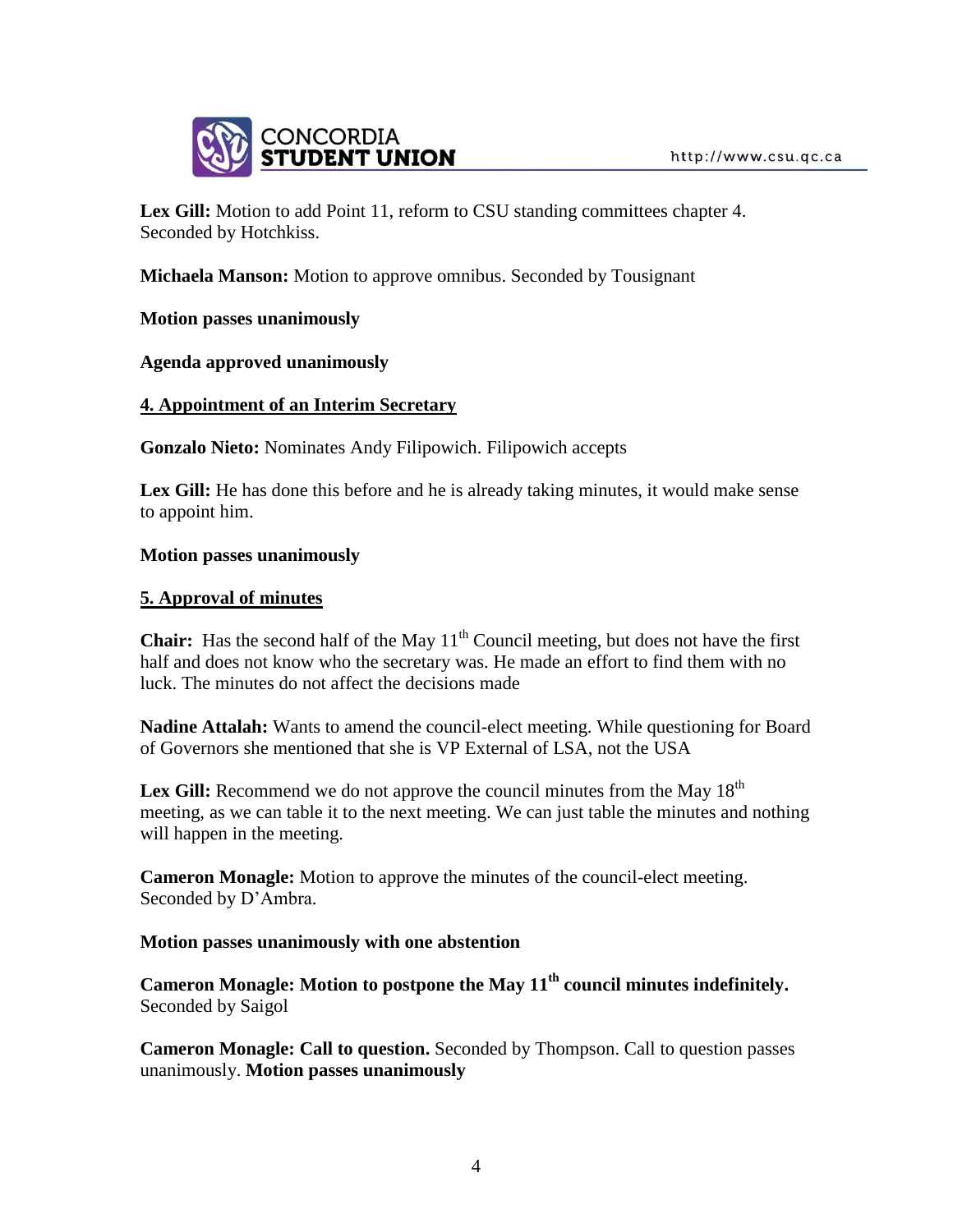**Lex Gill:** Motion to add Point 11, reform to CSU standing committees chapter 4. Seconded by Hotchkiss.

**Michaela Manson:** Motion to approve omnibus. Seconded by Tousignant

**Motion passes unanimously**

**Agenda approved unanimously**

## 4. Appointment of an Interim Secretary

**Gonzalo Nieto:** Nominates Andy Filipowich. Filipowich accepts

**Lex Gill:** He has done this before and he is already taking minutes, it would make sense to appoint him.

**Motion passes unanimously**

## 5. Approval of minutes

**Chair:** Has the second half of the May 11th Council meeting, but does not have the first half and does not know who the secretary was. He made an effort to find them with no luck. The minutes do not affect the decisions made

**Nadine Attalah:** Wants to amend the council-elect meeting. While questioning for Board of Governors she mentioned that she is VP External of LSA, not the USA

**Lex Gill:** Recommend we do not approve the council minutes from the May 18th meeting, as we can table it to the next meeting. We can just table the minutes and nothing will happen in the meeting.

**Cameron Monagle:** Motion to approve the minutes of the council-elect meeting. Seconded by D'Ambra.

**Motion passes unanimously with one abstention**

**Cameron Monagle: Motion to postpone the May 11th council minutes indefinitely.** Seconded by Saigol

**Cameron Monagle: Call to question.** Seconded by Thompson. Call to question passes unanimously. **Motion passes unanimously**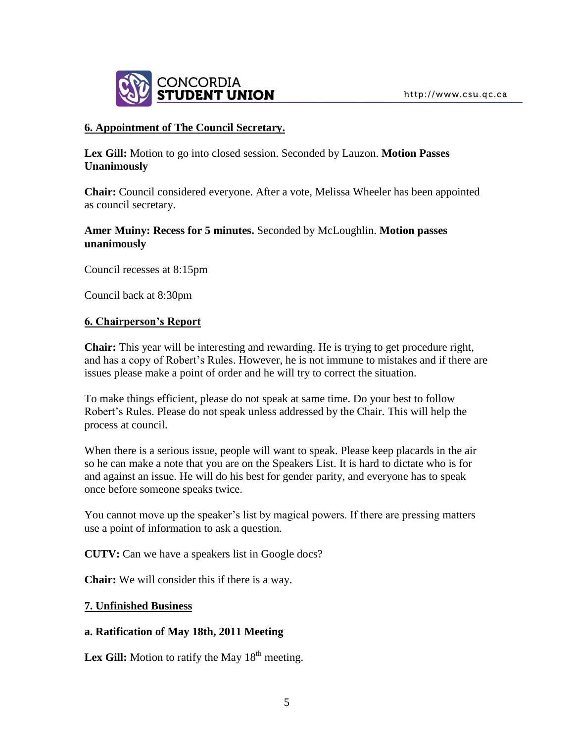**6. Appointment of The Council Secretary.**

**Lex Gill:** Motion to go into closed session. Seconded by Lauzon. **Motion Passes Unanimously**

**Chair:** Council considered everyone. After a vote, Melissa Wheeler has been appointed as council secretary.

**Amer Muiny: Recess for 5 minutes.** Seconded by McLoughlin. **Motion passes unanimously**

Council recesses at 8:15pm

Council back at 8:30pm

**6. Chairperson's Report**

**Chair:** This year will be interesting and rewarding. He is trying to get procedure right, and has a copy of Robert's Rules. However, he is not immune to mistakes and if there are issues please make a point of order and he will try to correct the situation.

To make things efficient, please do not speak at same time. Do your best to follow Robert's Rules. Please do not speak unless addressed by the Chair. This will help the process at council.

When there is a serious issue, people will want to speak. Please keep placards in the air so he can make a note that you are on the Speakers List. It is hard to dictate who is for and against an issue. He will do his best for gender parity, and everyone has to speak once before someone speaks twice.

You cannot move up the speaker's list by magical powers. If there are pressing matters use a point of information to ask a question.

**CUTV:** Can we have a speakers list in Google docs?

**Chair:** We will consider this if there is a way.

**7. Unfinished Business**

**a. Ratification of May 18th, 2011 Meeting**

**Lex Gill:** Motion to ratify the May 18th meeting.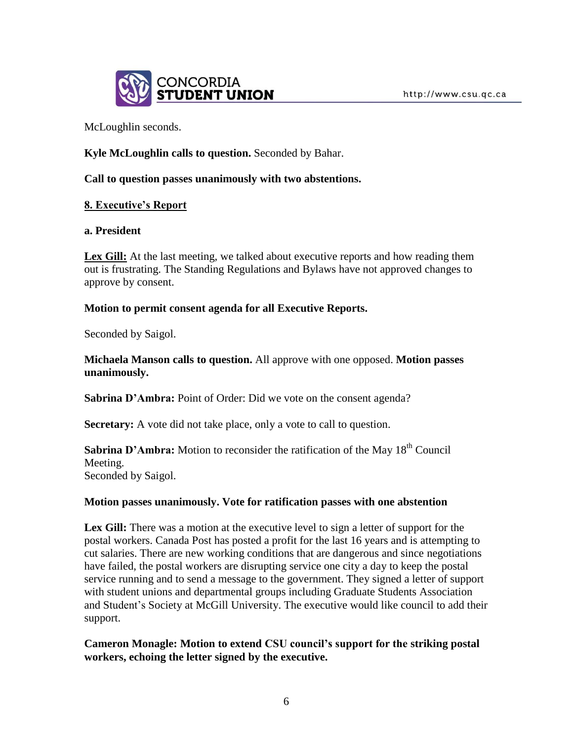McLoughlin seconds.

**Kyle McLoughlin calls to question.** Seconded by Bahar.

**Call to question passes unanimously with two abstentions.**

## 8. Executive's Report

### a. President

**Lex Gill:** At the last meeting, we talked about executive reports and how reading them out is frustrating. The Standing Regulations and Bylaws have not approved changes to approve by consent.

**Motion to permit consent agenda for all Executive Reports.**

Seconded by Saigol.

**Michaela Manson calls to question.** All approve with one opposed. **Motion passes unanimously.**

**Sabrina D'Ambra:** Point of Order: Did we vote on the consent agenda?

**Secretary:** A vote did not take place, only a vote to call to question.

**Sabrina D'Ambra:** Motion to reconsider the ratification of the May 18th Council Meeting.
Seconded by Saigol.

**Motion passes unanimously. Vote for ratification passes with one abstention**

**Lex Gill:** There was a motion at the executive level to sign a letter of support for the postal workers. Canada Post has posted a profit for the last 16 years and is attempting to cut salaries. There are new working conditions that are dangerous and since negotiations have failed, the postal workers are disrupting service one city a day to keep the postal service running and to send a message to the government. They signed a letter of support with student unions and departmental groups including Graduate Students Association and Student's Society at McGill University. The executive would like council to add their support.

**Cameron Monagle: Motion to extend CSU council's support for the striking postal workers, echoing the letter signed by the executive.**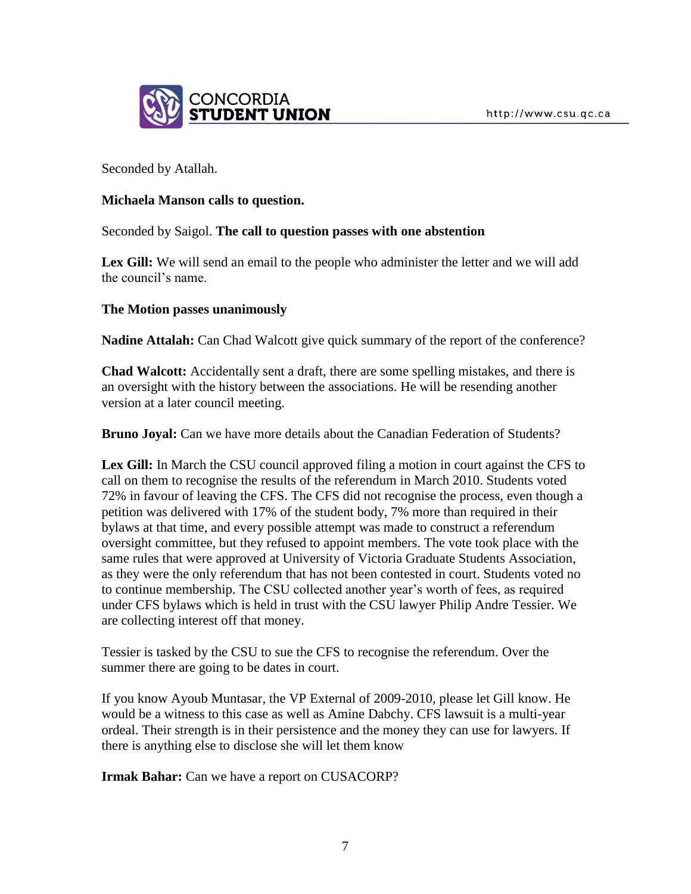Seconded by Atallah.

**Michaela Manson calls to question.**

Seconded by Saigol. **The call to question passes with one abstention**

**Lex Gill:** We will send an email to the people who administer the letter and we will add the council's name.

**The Motion passes unanimously**

**Nadine Attalah:** Can Chad Walcott give quick summary of the report of the conference?

**Chad Walcott:** Accidentally sent a draft, there are some spelling mistakes, and there is an oversight with the history between the associations. He will be resending another version at a later council meeting.

**Bruno Joyal:** Can we have more details about the Canadian Federation of Students?

**Lex Gill:** In March the CSU council approved filing a motion in court against the CFS to call on them to recognise the results of the referendum in March 2010. Students voted 72% in favour of leaving the CFS. The CFS did not recognise the process, even though a petition was delivered with 17% of the student body, 7% more than required in their bylaws at that time, and every possible attempt was made to construct a referendum oversight committee, but they refused to appoint members. The vote took place with the same rules that were approved at University of Victoria Graduate Students Association, as they were the only referendum that has not been contested in court. Students voted no to continue membership. The CSU collected another year's worth of fees, as required under CFS bylaws which is held in trust with the CSU lawyer Philip Andre Tessier. We are collecting interest off that money.

Tessier is tasked by the CSU to sue the CFS to recognise the referendum. Over the summer there are going to be dates in court.

If you know Ayoub Muntasar, the VP External of 2009-2010, please let Gill know. He would be a witness to this case as well as Amine Dabchy. CFS lawsuit is a multi-year ordeal. Their strength is in their persistence and the money they can use for lawyers. If there is anything else to disclose she will let them know

**Irmak Bahar:** Can we have a report on CUSACORP?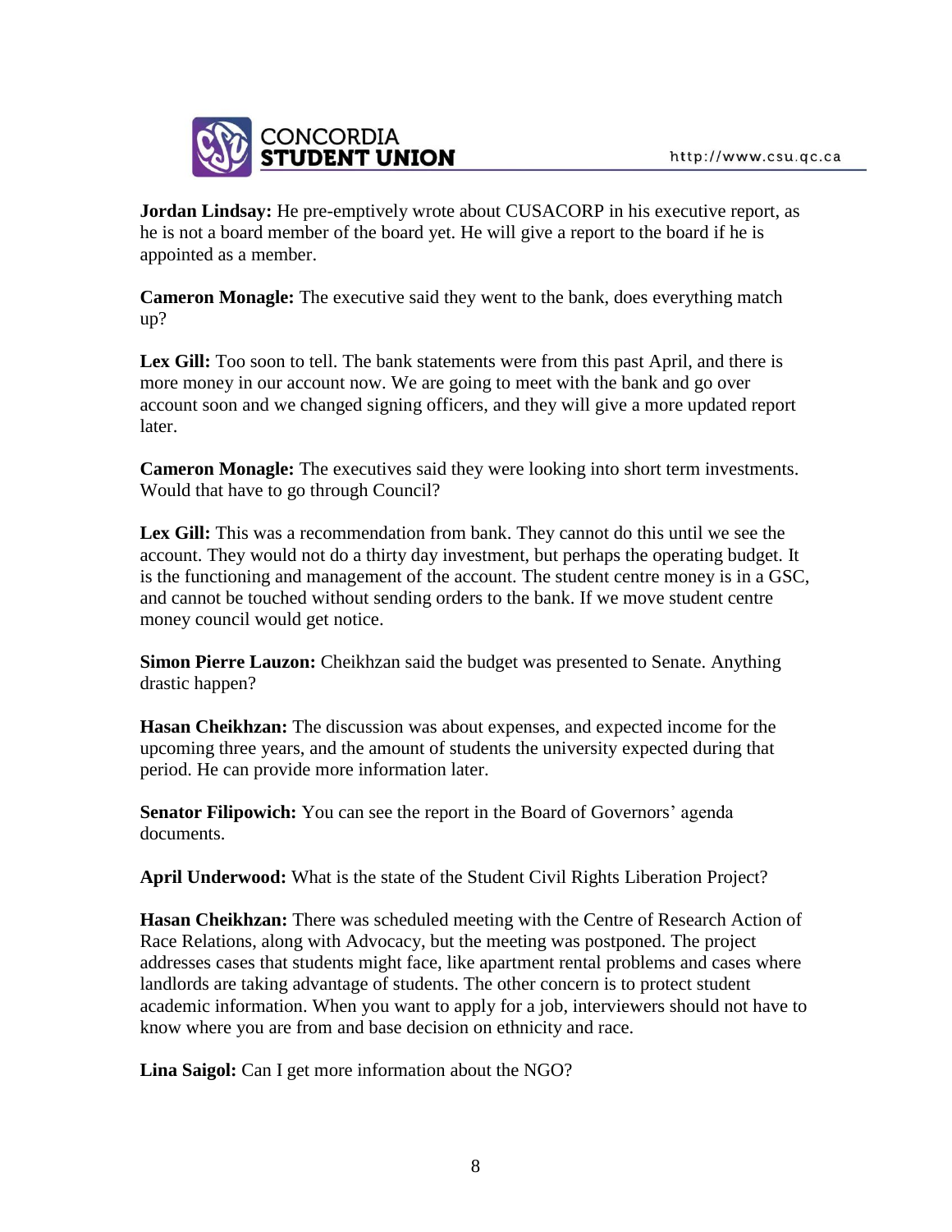**Jordan Lindsay:** He pre-emptively wrote about CUSACORP in his executive report, as he is not a board member of the board yet. He will give a report to the board if he is appointed as a member.

**Cameron Monagle:** The executive said they went to the bank, does everything match up?

**Lex Gill:** Too soon to tell. The bank statements were from this past April, and there is more money in our account now. We are going to meet with the bank and go over account soon and we changed signing officers, and they will give a more updated report later.

**Cameron Monagle:** The executives said they were looking into short term investments. Would that have to go through Council?

**Lex Gill:** This was a recommendation from bank. They cannot do this until we see the account. They would not do a thirty day investment, but perhaps the operating budget. It is the functioning and management of the account. The student centre money is in a GSC, and cannot be touched without sending orders to the bank. If we move student centre money council would get notice.

**Simon Pierre Lauzon:** Cheikhzan said the budget was presented to Senate. Anything drastic happen?

**Hasan Cheikhzan:** The discussion was about expenses, and expected income for the upcoming three years, and the amount of students the university expected during that period. He can provide more information later.

**Senator Filipowich:** You can see the report in the Board of Governors' agenda documents.

**April Underwood:** What is the state of the Student Civil Rights Liberation Project?

**Hasan Cheikhzan:** There was scheduled meeting with the Centre of Research Action of Race Relations, along with Advocacy, but the meeting was postponed. The project addresses cases that students might face, like apartment rental problems and cases where landlords are taking advantage of students. The other concern is to protect student academic information. When you want to apply for a job, interviewers should not have to know where you are from and base decision on ethnicity and race.

**Lina Saigol:** Can I get more information about the NGO?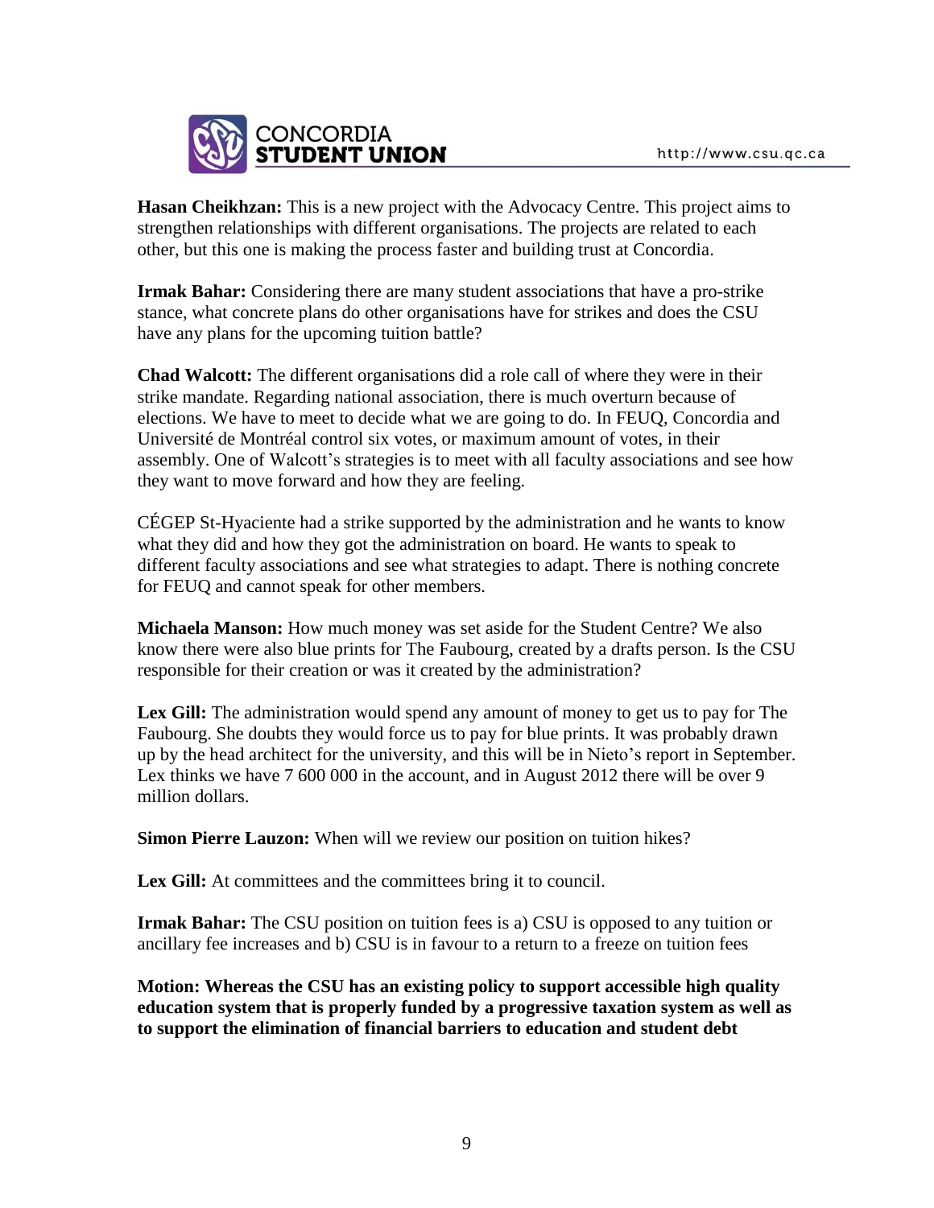**Hasan Cheikhzan:** This is a new project with the Advocacy Centre. This project aims to strengthen relationships with different organisations. The projects are related to each other, but this one is making the process faster and building trust at Concordia.

**Irmak Bahar:** Considering there are many student associations that have a pro-strike stance, what concrete plans do other organisations have for strikes and does the CSU have any plans for the upcoming tuition battle?

**Chad Walcott:** The different organisations did a role call of where they were in their strike mandate. Regarding national association, there is much overturn because of elections. We have to meet to decide what we are going to do. In FEUQ, Concordia and Université de Montréal control six votes, or maximum amount of votes, in their assembly. One of Walcott's strategies is to meet with all faculty associations and see how they want to move forward and how they are feeling.

CÉGEP St-Hyaciente had a strike supported by the administration and he wants to know what they did and how they got the administration on board. He wants to speak to different faculty associations and see what strategies to adapt. There is nothing concrete for FEUQ and cannot speak for other members.

**Michaela Manson:** How much money was set aside for the Student Centre? We also know there were also blue prints for The Faubourg, created by a drafts person. Is the CSU responsible for their creation or was it created by the administration?

**Lex Gill:** The administration would spend any amount of money to get us to pay for The Faubourg. She doubts they would force us to pay for blue prints. It was probably drawn up by the head architect for the university, and this will be in Nieto's report in September. Lex thinks we have 7 600 000 in the account, and in August 2012 there will be over 9 million dollars.

**Simon Pierre Lauzon:** When will we review our position on tuition hikes?

**Lex Gill:** At committees and the committees bring it to council.

**Irmak Bahar:** The CSU position on tuition fees is a) CSU is opposed to any tuition or ancillary fee increases and b) CSU is in favour to a return to a freeze on tuition fees

**Motion: Whereas the CSU has an existing policy to support accessible high quality education system that is properly funded by a progressive taxation system as well as to support the elimination of financial barriers to education and student debt**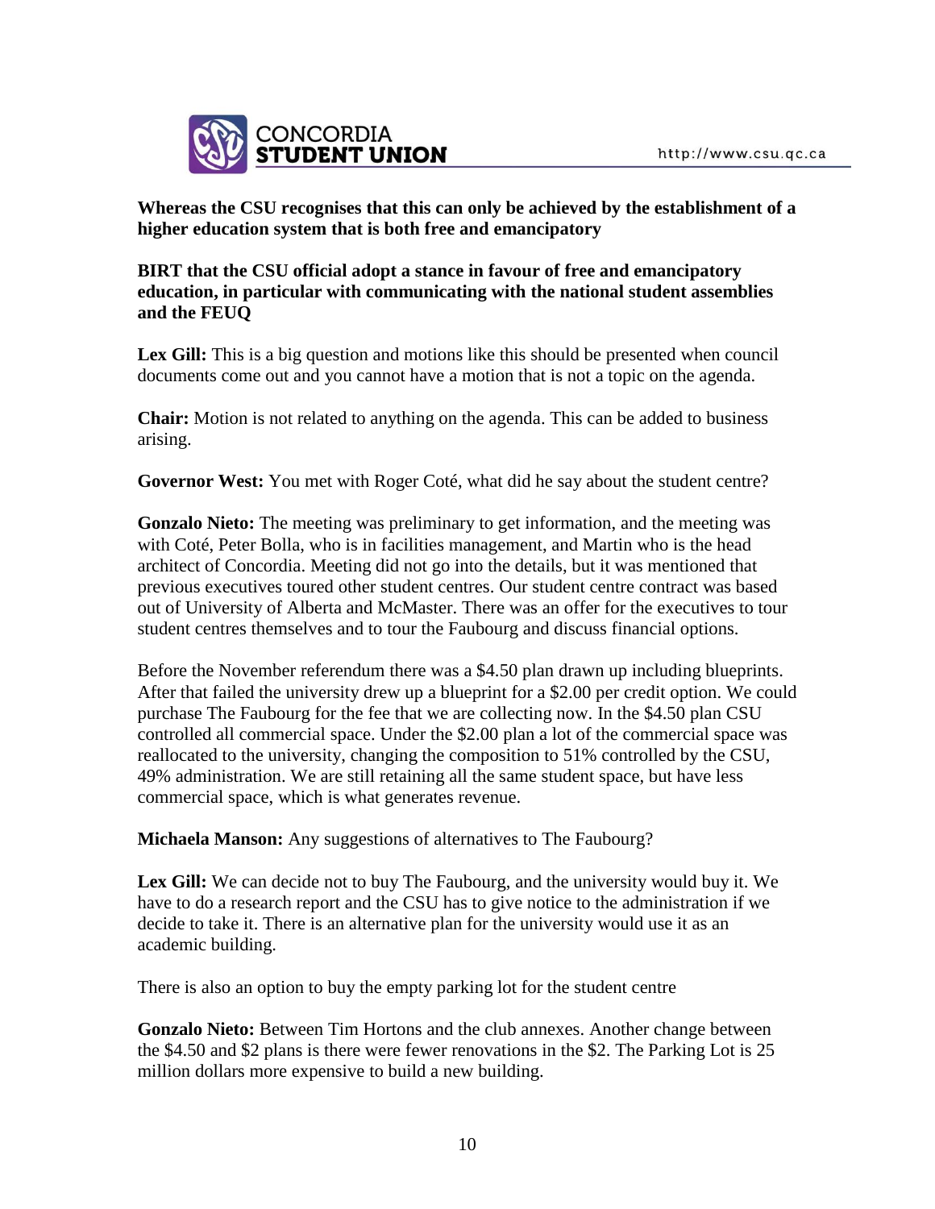**Whereas the CSU recognises that this can only be achieved by the establishment of a higher education system that is both free and emancipatory**

**BIRT that the CSU official adopt a stance in favour of free and emancipatory education, in particular with communicating with the national student assemblies and the FEUQ**

**Lex Gill:** This is a big question and motions like this should be presented when council documents come out and you cannot have a motion that is not a topic on the agenda.

**Chair:** Motion is not related to anything on the agenda. This can be added to business arising.

**Governor West:** You met with Roger Coté, what did he say about the student centre?

**Gonzalo Nieto:** The meeting was preliminary to get information, and the meeting was with Coté, Peter Bolla, who is in facilities management, and Martin who is the head architect of Concordia. Meeting did not go into the details, but it was mentioned that previous executives toured other student centres. Our student centre contract was based out of University of Alberta and McMaster. There was an offer for the executives to tour student centres themselves and to tour the Faubourg and discuss financial options.

Before the November referendum there was a $4.50 plan drawn up including blueprints. After that failed the university drew up a blueprint for a $2.00 per credit option. We could purchase The Faubourg for the fee that we are collecting now. In the $4.50 plan CSU controlled all commercial space. Under the $2.00 plan a lot of the commercial space was reallocated to the university, changing the composition to 51% controlled by the CSU, 49% administration. We are still retaining all the same student space, but have less commercial space, which is what generates revenue.

**Michaela Manson:** Any suggestions of alternatives to The Faubourg?

**Lex Gill:** We can decide not to buy The Faubourg, and the university would buy it. We have to do a research report and the CSU has to give notice to the administration if we decide to take it. There is an alternative plan for the university would use it as an academic building.

There is also an option to buy the empty parking lot for the student centre

**Gonzalo Nieto:** Between Tim Hortons and the club annexes. Another change between the $4.50 and $2 plans is there were fewer renovations in the $2. The Parking Lot is 25 million dollars more expensive to build a new building.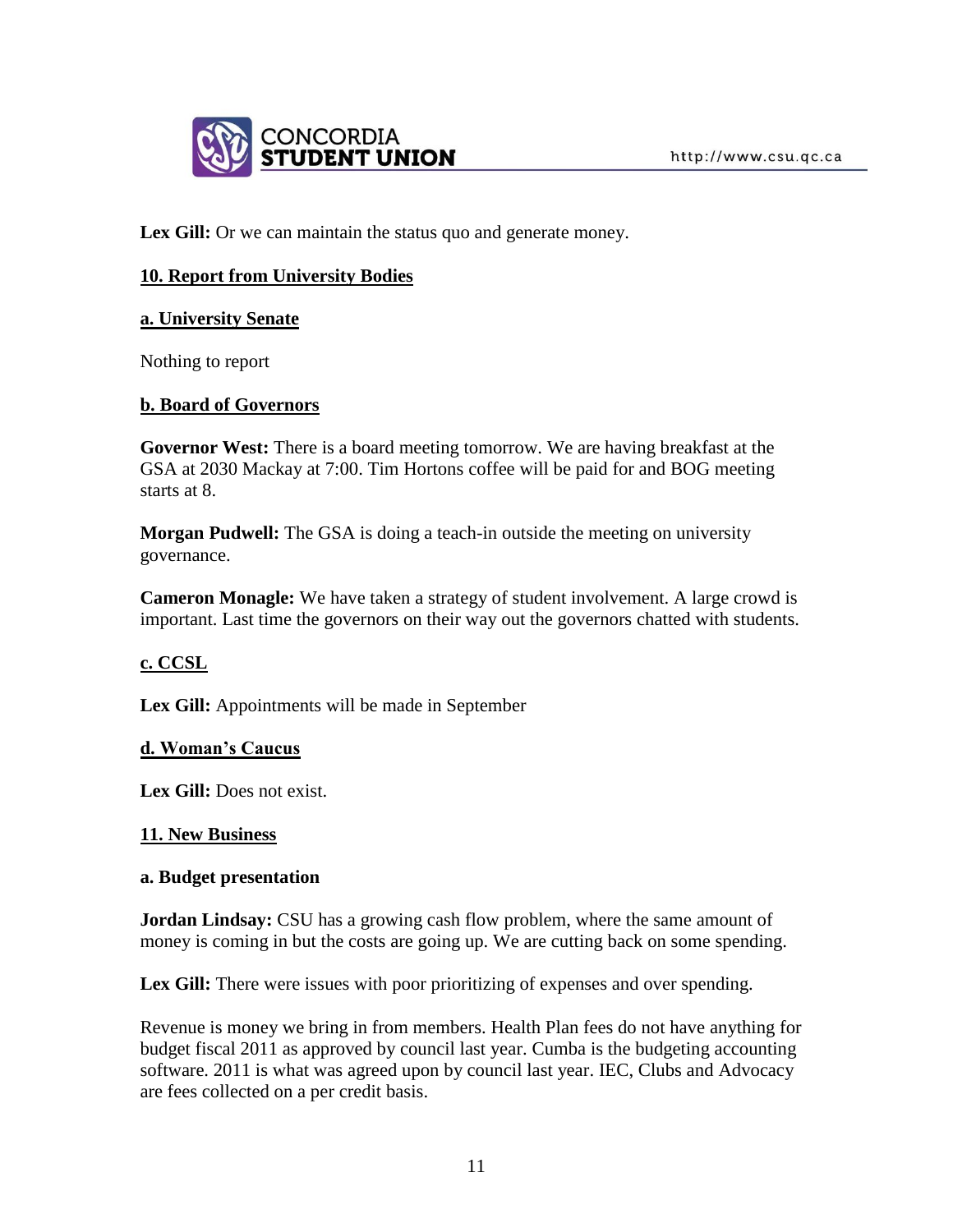**Lex Gill:** Or we can maintain the status quo and generate money.

## 10. Report from University Bodies

### a. University Senate

Nothing to report

### b. Board of Governors

**Governor West:** There is a board meeting tomorrow. We are having breakfast at the GSA at 2030 Mackay at 7:00. Tim Hortons coffee will be paid for and BOG meeting starts at 8.

**Morgan Pudwell:** The GSA is doing a teach-in outside the meeting on university governance.

**Cameron Monagle:** We have taken a strategy of student involvement. A large crowd is important. Last time the governors on their way out the governors chatted with students.

### c. CCSL

**Lex Gill:** Appointments will be made in September

### d. Woman's Caucus

**Lex Gill:** Does not exist.

## 11. New Business

### a. Budget presentation

**Jordan Lindsay:** CSU has a growing cash flow problem, where the same amount of money is coming in but the costs are going up. We are cutting back on some spending.

**Lex Gill:** There were issues with poor prioritizing of expenses and over spending.

Revenue is money we bring in from members. Health Plan fees do not have anything for budget fiscal 2011 as approved by council last year. Cumba is the budgeting accounting software. 2011 is what was agreed upon by council last year. IEC, Clubs and Advocacy are fees collected on a per credit basis.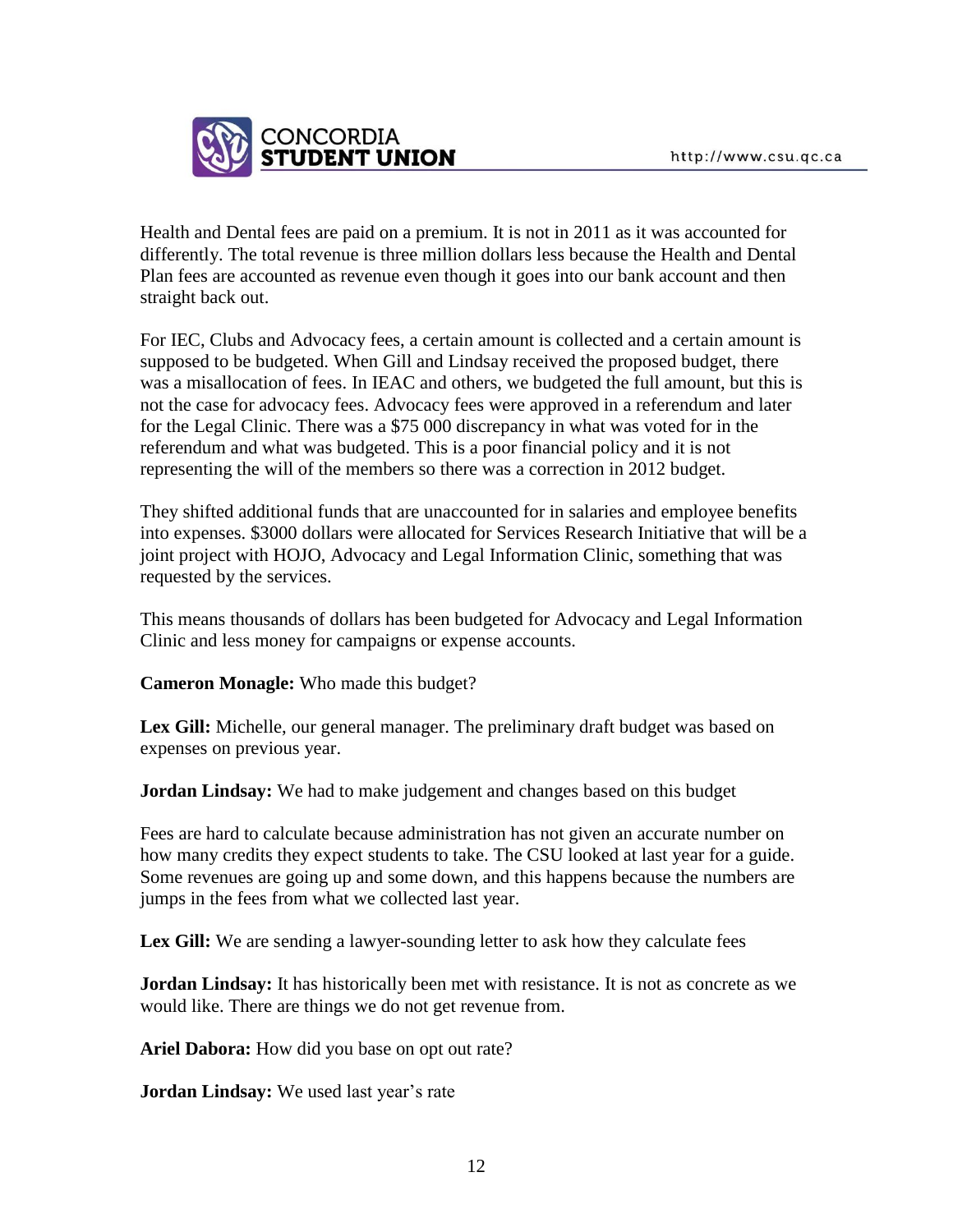Health and Dental fees are paid on a premium. It is not in 2011 as it was accounted for differently. The total revenue is three million dollars less because the Health and Dental Plan fees are accounted as revenue even though it goes into our bank account and then straight back out.

For IEC, Clubs and Advocacy fees, a certain amount is collected and a certain amount is supposed to be budgeted. When Gill and Lindsay received the proposed budget, there was a misallocation of fees. In IEAC and others, we budgeted the full amount, but this is not the case for advocacy fees. Advocacy fees were approved in a referendum and later for the Legal Clinic. There was a $75 000 discrepancy in what was voted for in the referendum and what was budgeted. This is a poor financial policy and it is not representing the will of the members so there was a correction in 2012 budget.

They shifted additional funds that are unaccounted for in salaries and employee benefits into expenses. $3000 dollars were allocated for Services Research Initiative that will be a joint project with HOJO, Advocacy and Legal Information Clinic, something that was requested by the services.

This means thousands of dollars has been budgeted for Advocacy and Legal Information Clinic and less money for campaigns or expense accounts.

**Cameron Monagle:** Who made this budget?

**Lex Gill:** Michelle, our general manager. The preliminary draft budget was based on expenses on previous year.

**Jordan Lindsay:** We had to make judgement and changes based on this budget

Fees are hard to calculate because administration has not given an accurate number on how many credits they expect students to take. The CSU looked at last year for a guide. Some revenues are going up and some down, and this happens because the numbers are jumps in the fees from what we collected last year.

**Lex Gill:** We are sending a lawyer-sounding letter to ask how they calculate fees

**Jordan Lindsay:** It has historically been met with resistance. It is not as concrete as we would like. There are things we do not get revenue from.

**Ariel Dabora:** How did you base on opt out rate?

**Jordan Lindsay:** We used last year's rate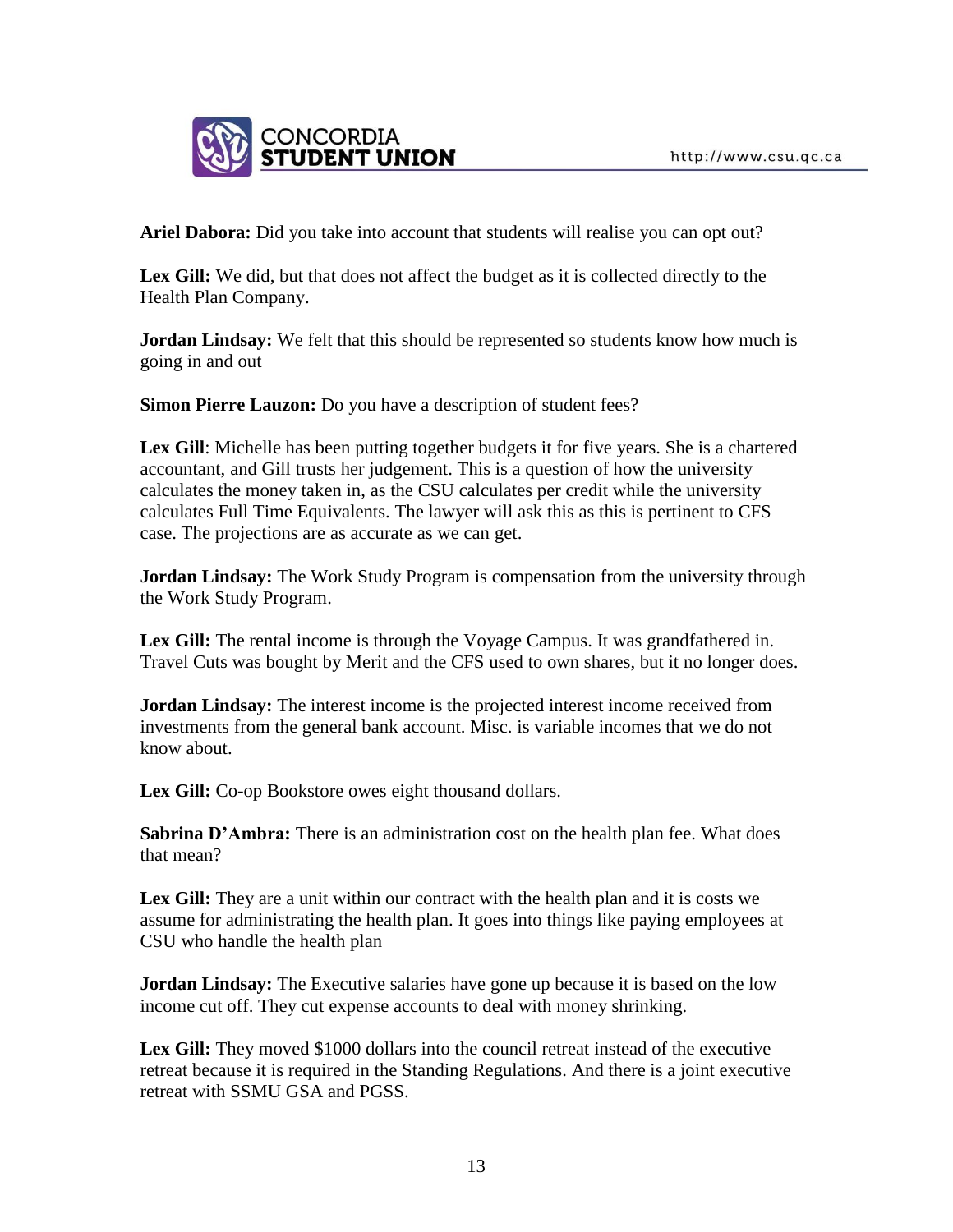**Ariel Dabora:** Did you take into account that students will realise you can opt out?

**Lex Gill:** We did, but that does not affect the budget as it is collected directly to the Health Plan Company.

**Jordan Lindsay:** We felt that this should be represented so students know how much is going in and out

**Simon Pierre Lauzon:** Do you have a description of student fees?

**Lex Gill**: Michelle has been putting together budgets it for five years. She is a chartered accountant, and Gill trusts her judgement. This is a question of how the university calculates the money taken in, as the CSU calculates per credit while the university calculates Full Time Equivalents. The lawyer will ask this as this is pertinent to CFS case. The projections are as accurate as we can get.

**Jordan Lindsay:** The Work Study Program is compensation from the university through the Work Study Program.

**Lex Gill:** The rental income is through the Voyage Campus. It was grandfathered in. Travel Cuts was bought by Merit and the CFS used to own shares, but it no longer does.

**Jordan Lindsay:** The interest income is the projected interest income received from investments from the general bank account. Misc. is variable incomes that we do not know about.

**Lex Gill:** Co-op Bookstore owes eight thousand dollars.

**Sabrina D'Ambra:** There is an administration cost on the health plan fee. What does that mean?

**Lex Gill:** They are a unit within our contract with the health plan and it is costs we assume for administrating the health plan. It goes into things like paying employees at CSU who handle the health plan

**Jordan Lindsay:** The Executive salaries have gone up because it is based on the low income cut off. They cut expense accounts to deal with money shrinking.

**Lex Gill:** They moved $1000 dollars into the council retreat instead of the executive retreat because it is required in the Standing Regulations. And there is a joint executive retreat with SSMU GSA and PGSS.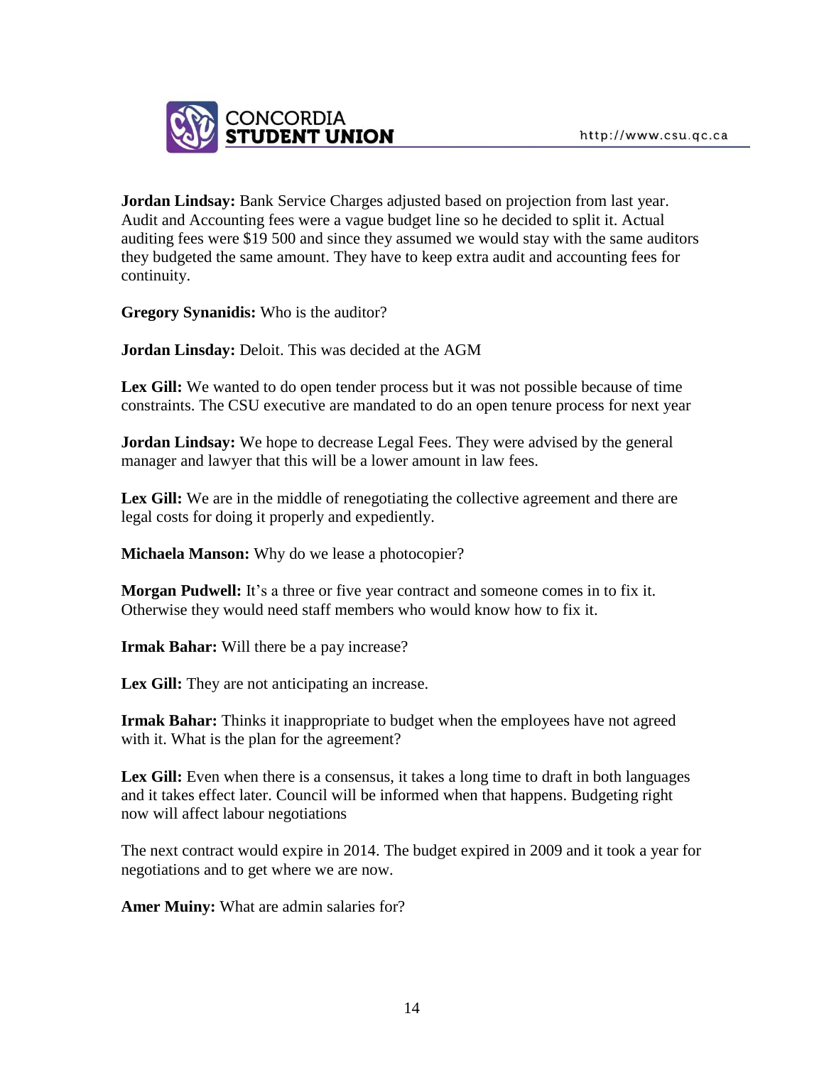**Jordan Lindsay:** Bank Service Charges adjusted based on projection from last year. Audit and Accounting fees were a vague budget line so he decided to split it. Actual auditing fees were $19 500 and since they assumed we would stay with the same auditors they budgeted the same amount. They have to keep extra audit and accounting fees for continuity.

**Gregory Synanidis:** Who is the auditor?

**Jordan Linsday:** Deloit. This was decided at the AGM

**Lex Gill:** We wanted to do open tender process but it was not possible because of time constraints. The CSU executive are mandated to do an open tenure process for next year

**Jordan Lindsay:** We hope to decrease Legal Fees. They were advised by the general manager and lawyer that this will be a lower amount in law fees.

**Lex Gill:** We are in the middle of renegotiating the collective agreement and there are legal costs for doing it properly and expediently.

**Michaela Manson:** Why do we lease a photocopier?

**Morgan Pudwell:** It's a three or five year contract and someone comes in to fix it. Otherwise they would need staff members who would know how to fix it.

**Irmak Bahar:** Will there be a pay increase?

**Lex Gill:** They are not anticipating an increase.

**Irmak Bahar:** Thinks it inappropriate to budget when the employees have not agreed with it. What is the plan for the agreement?

**Lex Gill:** Even when there is a consensus, it takes a long time to draft in both languages and it takes effect later. Council will be informed when that happens. Budgeting right now will affect labour negotiations

The next contract would expire in 2014. The budget expired in 2009 and it took a year for negotiations and to get where we are now.

**Amer Muiny:** What are admin salaries for?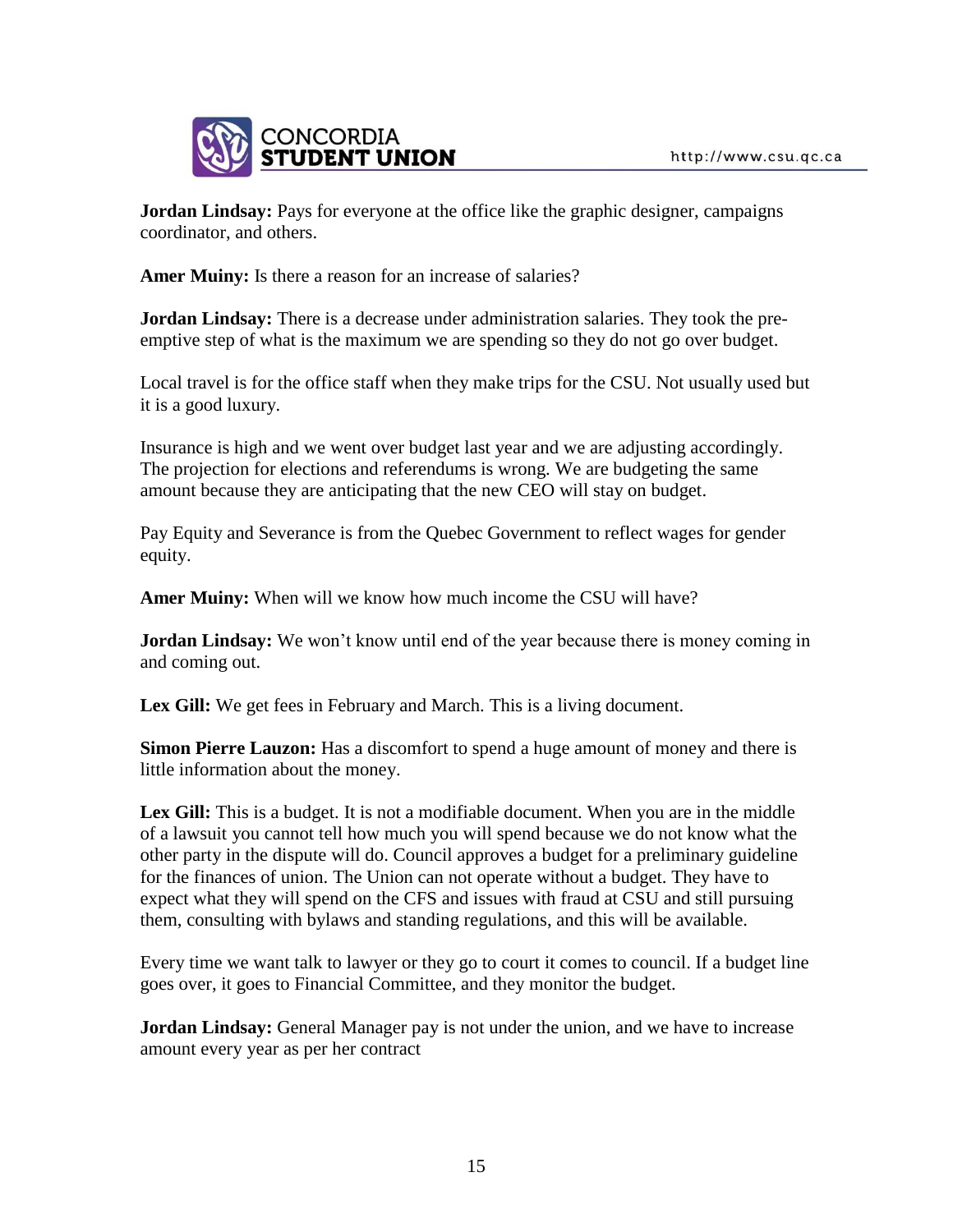**Jordan Lindsay:** Pays for everyone at the office like the graphic designer, campaigns coordinator, and others.

**Amer Muiny:** Is there a reason for an increase of salaries?

**Jordan Lindsay:** There is a decrease under administration salaries. They took the pre-emptive step of what is the maximum we are spending so they do not go over budget.

Local travel is for the office staff when they make trips for the CSU. Not usually used but it is a good luxury.

Insurance is high and we went over budget last year and we are adjusting accordingly. The projection for elections and referendums is wrong. We are budgeting the same amount because they are anticipating that the new CEO will stay on budget.

Pay Equity and Severance is from the Quebec Government to reflect wages for gender equity.

**Amer Muiny:** When will we know how much income the CSU will have?

**Jordan Lindsay:** We won't know until end of the year because there is money coming in and coming out.

**Lex Gill:** We get fees in February and March. This is a living document.

**Simon Pierre Lauzon:** Has a discomfort to spend a huge amount of money and there is little information about the money.

**Lex Gill:** This is a budget. It is not a modifiable document. When you are in the middle of a lawsuit you cannot tell how much you will spend because we do not know what the other party in the dispute will do. Council approves a budget for a preliminary guideline for the finances of union. The Union can not operate without a budget. They have to expect what they will spend on the CFS and issues with fraud at CSU and still pursuing them, consulting with bylaws and standing regulations, and this will be available.

Every time we want talk to lawyer or they go to court it comes to council. If a budget line goes over, it goes to Financial Committee, and they monitor the budget.

**Jordan Lindsay:** General Manager pay is not under the union, and we have to increase amount every year as per her contract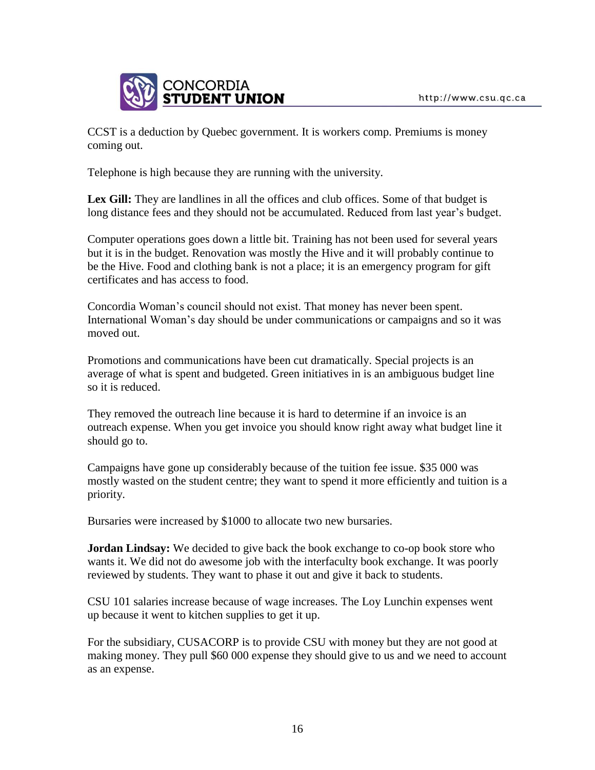CCST is a deduction by Quebec government. It is workers comp. Premiums is money coming out.

Telephone is high because they are running with the university.

**Lex Gill:** They are landlines in all the offices and club offices. Some of that budget is long distance fees and they should not be accumulated. Reduced from last year's budget.

Computer operations goes down a little bit. Training has not been used for several years but it is in the budget. Renovation was mostly the Hive and it will probably continue to be the Hive. Food and clothing bank is not a place; it is an emergency program for gift certificates and has access to food.

Concordia Woman's council should not exist. That money has never been spent. International Woman's day should be under communications or campaigns and so it was moved out.

Promotions and communications have been cut dramatically. Special projects is an average of what is spent and budgeted. Green initiatives in is an ambiguous budget line so it is reduced.

They removed the outreach line because it is hard to determine if an invoice is an outreach expense. When you get invoice you should know right away what budget line it should go to.

Campaigns have gone up considerably because of the tuition fee issue. $35 000 was mostly wasted on the student centre; they want to spend it more efficiently and tuition is a priority.

Bursaries were increased by $1000 to allocate two new bursaries.

**Jordan Lindsay:** We decided to give back the book exchange to co-op book store who wants it. We did not do awesome job with the interfaculty book exchange. It was poorly reviewed by students. They want to phase it out and give it back to students.

CSU 101 salaries increase because of wage increases. The Loy Lunchin expenses went up because it went to kitchen supplies to get it up.

For the subsidiary, CUSACORP is to provide CSU with money but they are not good at making money. They pull $60 000 expense they should give to us and we need to account as an expense.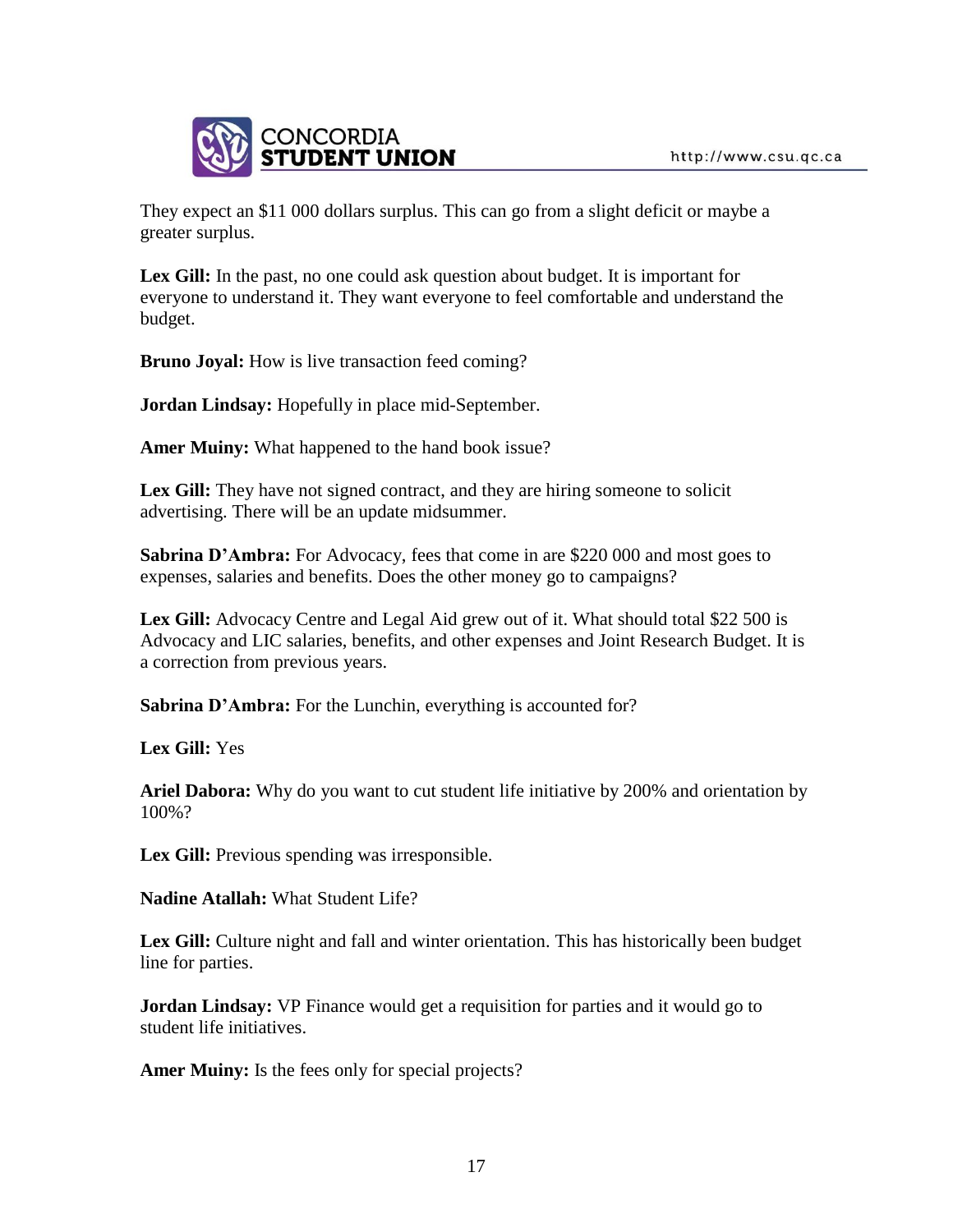They expect an $11 000 dollars surplus. This can go from a slight deficit or maybe a greater surplus.

**Lex Gill:** In the past, no one could ask question about budget. It is important for everyone to understand it. They want everyone to feel comfortable and understand the budget.

**Bruno Joyal:** How is live transaction feed coming?

**Jordan Lindsay:** Hopefully in place mid-September.

**Amer Muiny:** What happened to the hand book issue?

**Lex Gill:** They have not signed contract, and they are hiring someone to solicit advertising. There will be an update midsummer.

**Sabrina D'Ambra:** For Advocacy, fees that come in are $220 000 and most goes to expenses, salaries and benefits. Does the other money go to campaigns?

**Lex Gill:** Advocacy Centre and Legal Aid grew out of it. What should total $22 500 is Advocacy and LIC salaries, benefits, and other expenses and Joint Research Budget. It is a correction from previous years.

**Sabrina D'Ambra:** For the Lunchin, everything is accounted for?

**Lex Gill:** Yes

**Ariel Dabora:** Why do you want to cut student life initiative by 200% and orientation by 100%?

**Lex Gill:** Previous spending was irresponsible.

**Nadine Atallah:** What Student Life?

**Lex Gill:** Culture night and fall and winter orientation. This has historically been budget line for parties.

**Jordan Lindsay:** VP Finance would get a requisition for parties and it would go to student life initiatives.

**Amer Muiny:** Is the fees only for special projects?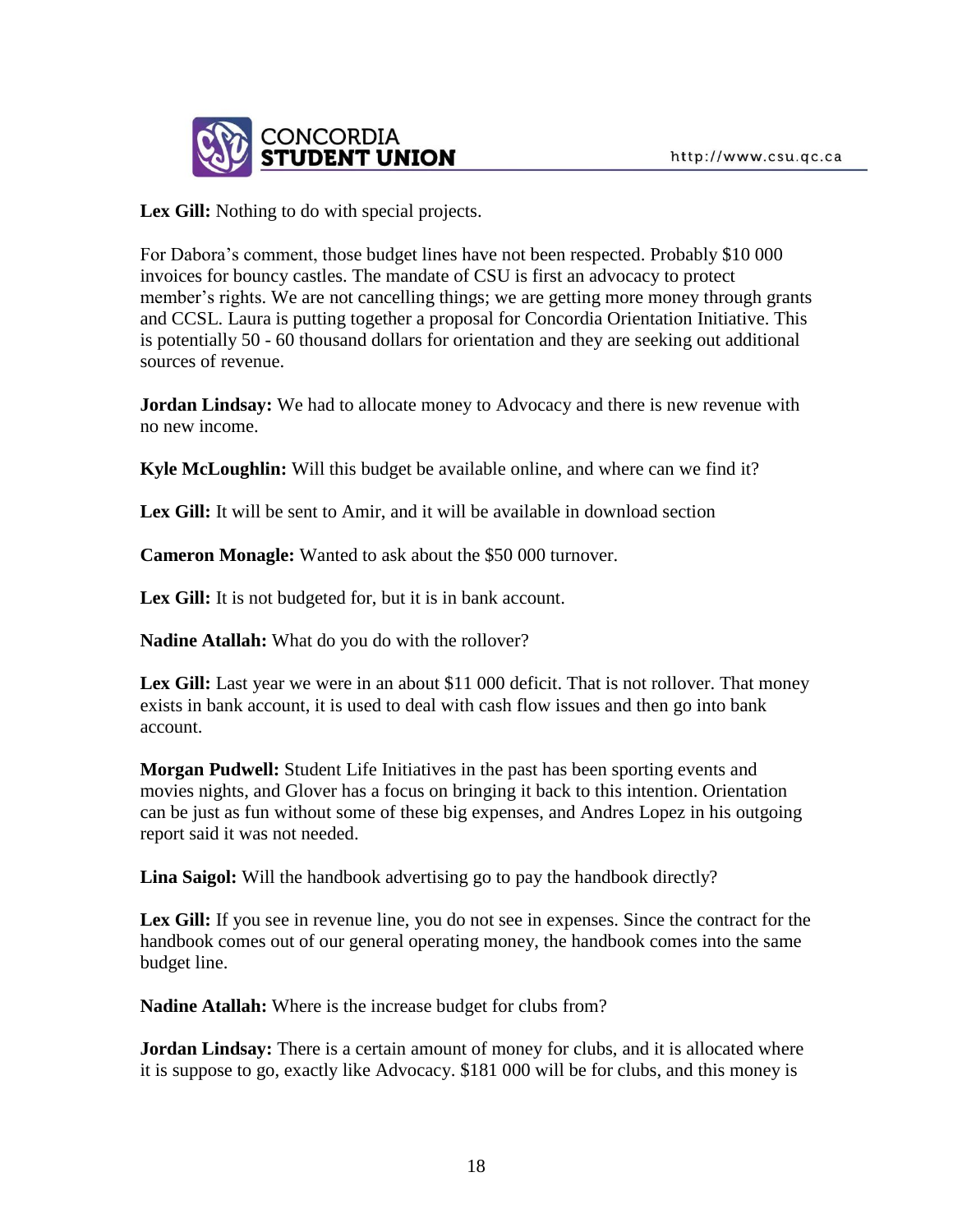**Lex Gill:** Nothing to do with special projects.

For Dabora's comment, those budget lines have not been respected. Probably $10 000 invoices for bouncy castles. The mandate of CSU is first an advocacy to protect member's rights. We are not cancelling things; we are getting more money through grants and CCSL. Laura is putting together a proposal for Concordia Orientation Initiative. This is potentially 50 - 60 thousand dollars for orientation and they are seeking out additional sources of revenue.

**Jordan Lindsay:** We had to allocate money to Advocacy and there is new revenue with no new income.

**Kyle McLoughlin:** Will this budget be available online, and where can we find it?

**Lex Gill:** It will be sent to Amir, and it will be available in download section

**Cameron Monagle:** Wanted to ask about the $50 000 turnover.

**Lex Gill:** It is not budgeted for, but it is in bank account.

**Nadine Atallah:** What do you do with the rollover?

**Lex Gill:** Last year we were in an about $11 000 deficit. That is not rollover. That money exists in bank account, it is used to deal with cash flow issues and then go into bank account.

**Morgan Pudwell:** Student Life Initiatives in the past has been sporting events and movies nights, and Glover has a focus on bringing it back to this intention. Orientation can be just as fun without some of these big expenses, and Andres Lopez in his outgoing report said it was not needed.

**Lina Saigol:** Will the handbook advertising go to pay the handbook directly?

**Lex Gill:** If you see in revenue line, you do not see in expenses. Since the contract for the handbook comes out of our general operating money, the handbook comes into the same budget line.

**Nadine Atallah:** Where is the increase budget for clubs from?

**Jordan Lindsay:** There is a certain amount of money for clubs, and it is allocated where it is suppose to go, exactly like Advocacy. $181 000 will be for clubs, and this money is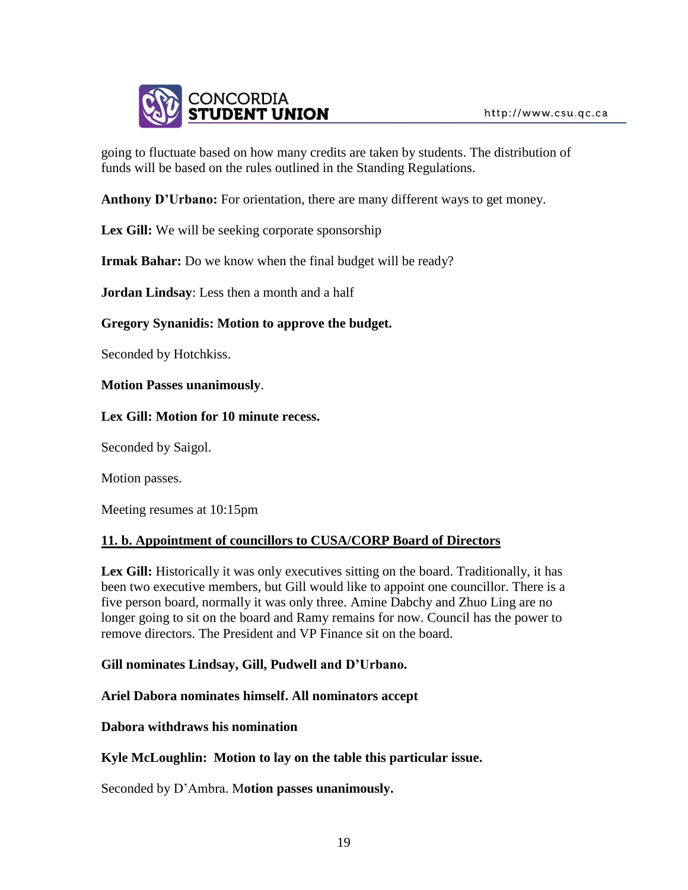going to fluctuate based on how many credits are taken by students. The distribution of funds will be based on the rules outlined in the Standing Regulations.

**Anthony D'Urbano:** For orientation, there are many different ways to get money.

**Lex Gill:** We will be seeking corporate sponsorship

**Irmak Bahar:** Do we know when the final budget will be ready?

**Jordan Lindsay**: Less then a month and a half

**Gregory Synanidis: Motion to approve the budget.**

Seconded by Hotchkiss.

**Motion Passes unanimously**.

**Lex Gill: Motion for 10 minute recess.**

Seconded by Saigol.

Motion passes.

Meeting resumes at 10:15pm

**<u>11. b. Appointment of councillors to CUSA/CORP Board of Directors</u>**

**Lex Gill:** Historically it was only executives sitting on the board. Traditionally, it has been two executive members, but Gill would like to appoint one councillor. There is a five person board, normally it was only three. Amine Dabchy and Zhuo Ling are no longer going to sit on the board and Ramy remains for now. Council has the power to remove directors. The President and VP Finance sit on the board.

**Gill nominates Lindsay, Gill, Pudwell and D'Urbano.**

**Ariel Dabora nominates himself. All nominators accept**

**Dabora withdraws his nomination**

**Kyle McLoughlin: Motion to lay on the table this particular issue.**

Seconded by D'Ambra. M**otion passes unanimously.**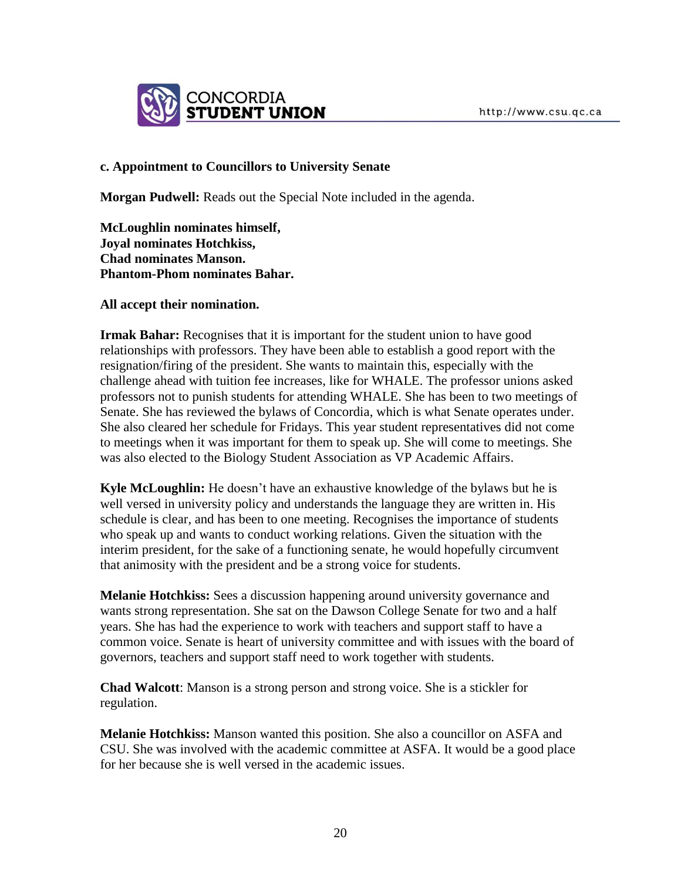**c. Appointment to Councillors to University Senate**

**Morgan Pudwell:** Reads out the Special Note included in the agenda.

**McLoughlin nominates himself,**
**Joyal nominates Hotchkiss,**
**Chad nominates Manson.**
**Phantom-Phom nominates Bahar.**

**All accept their nomination.**

**Irmak Bahar:** Recognises that it is important for the student union to have good relationships with professors. They have been able to establish a good report with the resignation/firing of the president. She wants to maintain this, especially with the challenge ahead with tuition fee increases, like for WHALE. The professor unions asked professors not to punish students for attending WHALE. She has been to two meetings of Senate. She has reviewed the bylaws of Concordia, which is what Senate operates under. She also cleared her schedule for Fridays. This year student representatives did not come to meetings when it was important for them to speak up. She will come to meetings. She was also elected to the Biology Student Association as VP Academic Affairs.

**Kyle McLoughlin:** He doesn't have an exhaustive knowledge of the bylaws but he is well versed in university policy and understands the language they are written in. His schedule is clear, and has been to one meeting. Recognises the importance of students who speak up and wants to conduct working relations. Given the situation with the interim president, for the sake of a functioning senate, he would hopefully circumvent that animosity with the president and be a strong voice for students.

**Melanie Hotchkiss:** Sees a discussion happening around university governance and wants strong representation. She sat on the Dawson College Senate for two and a half years. She has had the experience to work with teachers and support staff to have a common voice. Senate is heart of university committee and with issues with the board of governors, teachers and support staff need to work together with students.

**Chad Walcott**: Manson is a strong person and strong voice. She is a stickler for regulation.

**Melanie Hotchkiss:** Manson wanted this position. She also a councillor on ASFA and CSU. She was involved with the academic committee at ASFA. It would be a good place for her because she is well versed in the academic issues.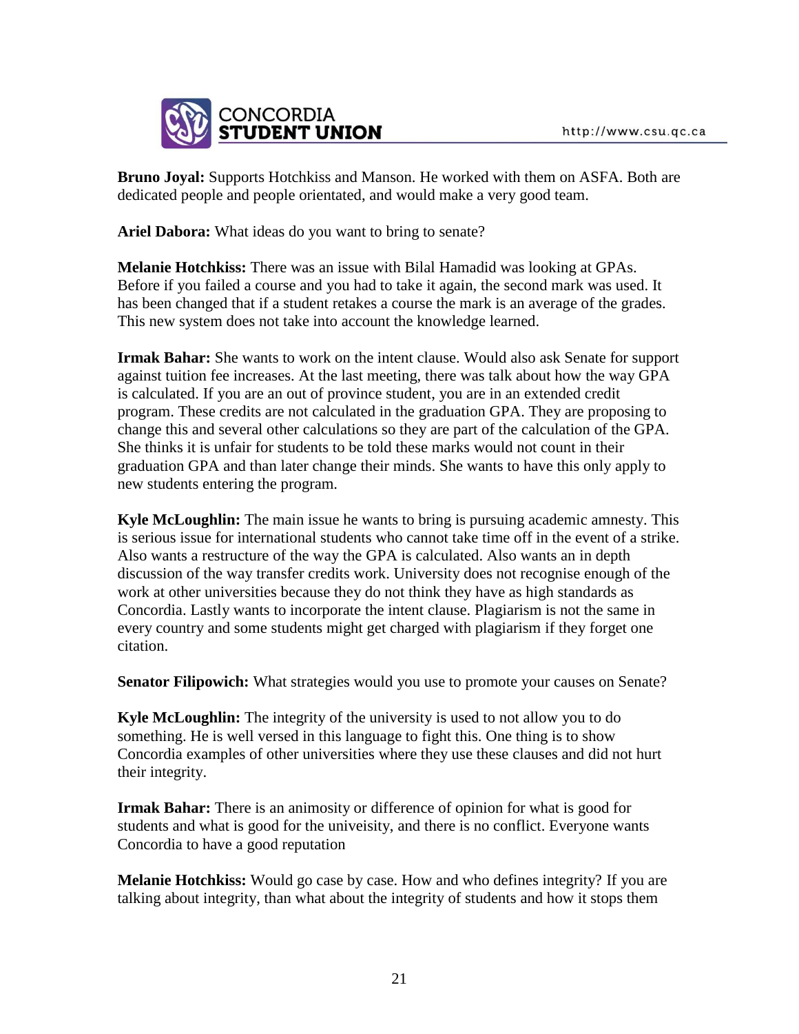**Bruno Joyal:** Supports Hotchkiss and Manson. He worked with them on ASFA. Both are dedicated people and people orientated, and would make a very good team.

**Ariel Dabora:** What ideas do you want to bring to senate?

**Melanie Hotchkiss:** There was an issue with Bilal Hamadid was looking at GPAs. Before if you failed a course and you had to take it again, the second mark was used. It has been changed that if a student retakes a course the mark is an average of the grades. This new system does not take into account the knowledge learned.

**Irmak Bahar:** She wants to work on the intent clause. Would also ask Senate for support against tuition fee increases. At the last meeting, there was talk about how the way GPA is calculated. If you are an out of province student, you are in an extended credit program. These credits are not calculated in the graduation GPA. They are proposing to change this and several other calculations so they are part of the calculation of the GPA. She thinks it is unfair for students to be told these marks would not count in their graduation GPA and than later change their minds. She wants to have this only apply to new students entering the program.

**Kyle McLoughlin:** The main issue he wants to bring is pursuing academic amnesty. This is serious issue for international students who cannot take time off in the event of a strike. Also wants a restructure of the way the GPA is calculated. Also wants an in depth discussion of the way transfer credits work. University does not recognise enough of the work at other universities because they do not think they have as high standards as Concordia. Lastly wants to incorporate the intent clause. Plagiarism is not the same in every country and some students might get charged with plagiarism if they forget one citation.

**Senator Filipowich:** What strategies would you use to promote your causes on Senate?

**Kyle McLoughlin:** The integrity of the university is used to not allow you to do something. He is well versed in this language to fight this. One thing is to show Concordia examples of other universities where they use these clauses and did not hurt their integrity.

**Irmak Bahar:** There is an animosity or difference of opinion for what is good for students and what is good for the univeisity, and there is no conflict. Everyone wants Concordia to have a good reputation

**Melanie Hotchkiss:** Would go case by case. How and who defines integrity? If you are talking about integrity, than what about the integrity of students and how it stops them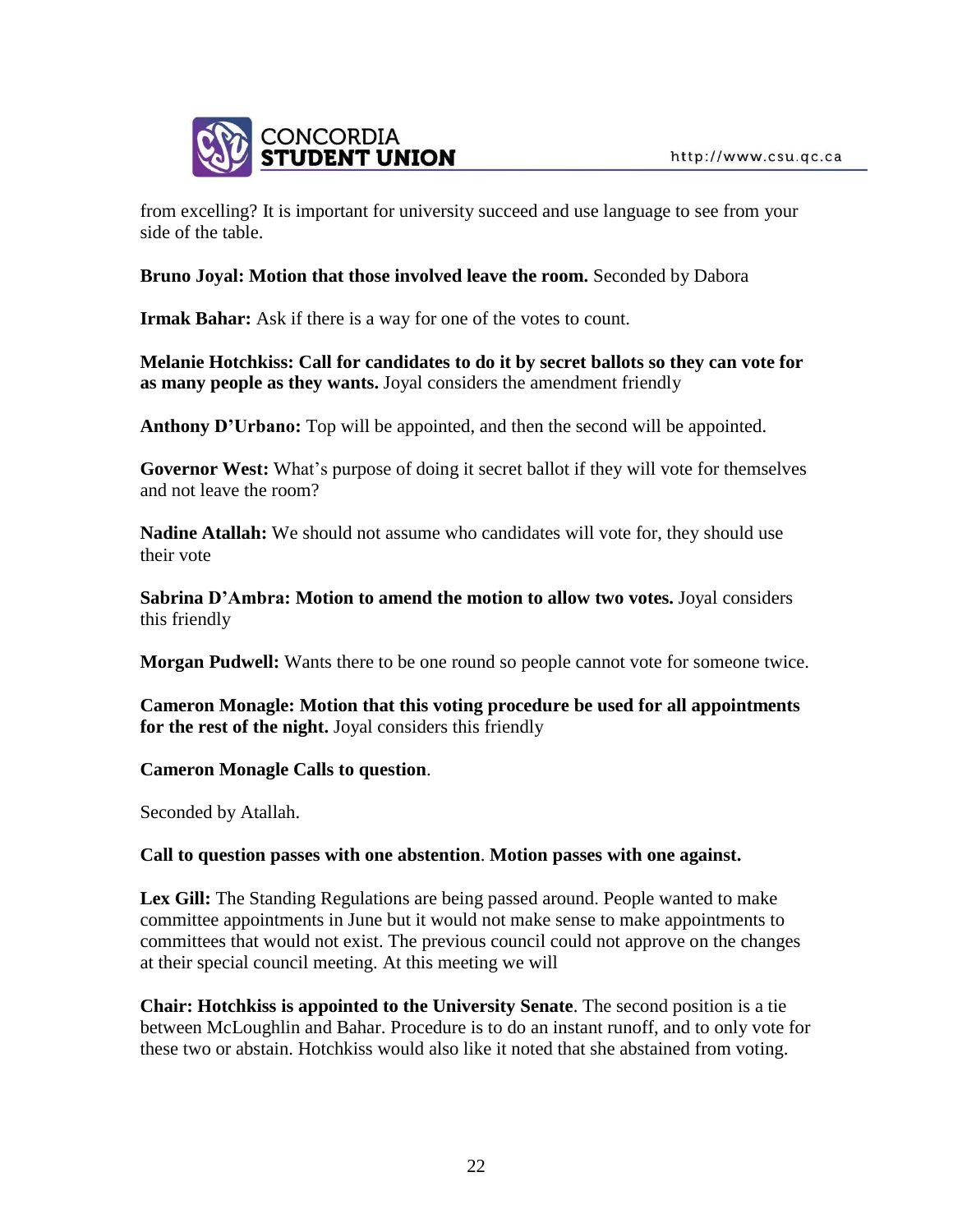from excelling? It is important for university succeed and use language to see from your side of the table.

**Bruno Joyal: Motion that those involved leave the room.** Seconded by Dabora

**Irmak Bahar:** Ask if there is a way for one of the votes to count.

**Melanie Hotchkiss: Call for candidates to do it by secret ballots so they can vote for as many people as they wants.** Joyal considers the amendment friendly

**Anthony D'Urbano:** Top will be appointed, and then the second will be appointed.

**Governor West:** What's purpose of doing it secret ballot if they will vote for themselves and not leave the room?

**Nadine Atallah:** We should not assume who candidates will vote for, they should use their vote

**Sabrina D'Ambra: Motion to amend the motion to allow two votes.** Joyal considers this friendly

**Morgan Pudwell:** Wants there to be one round so people cannot vote for someone twice.

**Cameron Monagle: Motion that this voting procedure be used for all appointments for the rest of the night.** Joyal considers this friendly

**Cameron Monagle Calls to question**.

Seconded by Atallah.

**Call to question passes with one abstention**. **Motion passes with one against.**

**Lex Gill:** The Standing Regulations are being passed around. People wanted to make committee appointments in June but it would not make sense to make appointments to committees that would not exist. The previous council could not approve on the changes at their special council meeting. At this meeting we will

**Chair: Hotchkiss is appointed to the University Senate**. The second position is a tie between McLoughlin and Bahar. Procedure is to do an instant runoff, and to only vote for these two or abstain. Hotchkiss would also like it noted that she abstained from voting.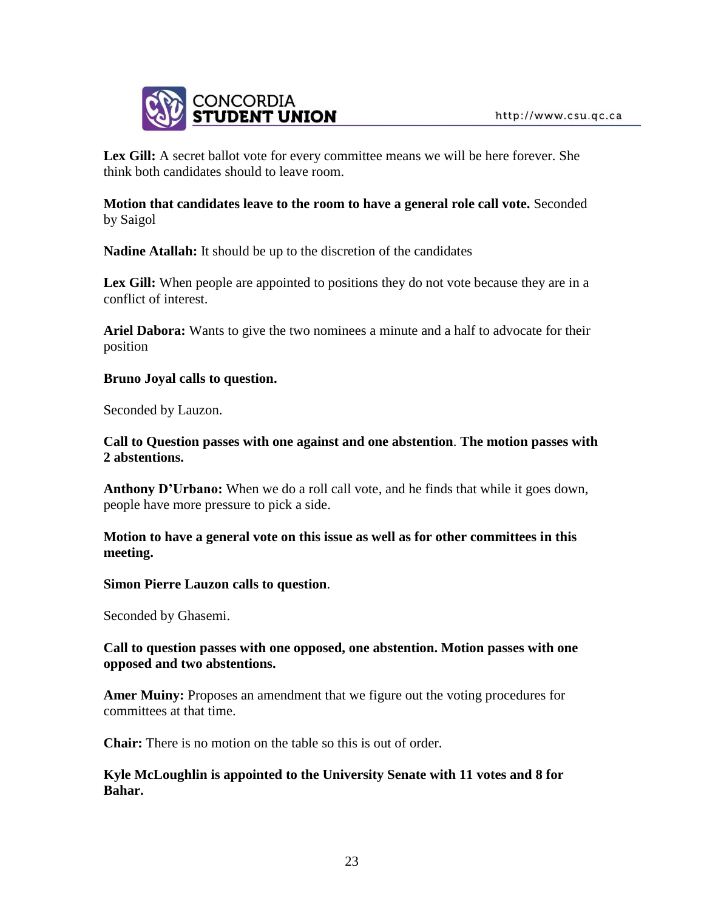**Lex Gill:** A secret ballot vote for every committee means we will be here forever. She think both candidates should to leave room.

**Motion that candidates leave to the room to have a general role call vote.** Seconded by Saigol

**Nadine Atallah:** It should be up to the discretion of the candidates

**Lex Gill:** When people are appointed to positions they do not vote because they are in a conflict of interest.

**Ariel Dabora:** Wants to give the two nominees a minute and a half to advocate for their position

**Bruno Joyal calls to question.**

Seconded by Lauzon.

**Call to Question passes with one against and one abstention**. **The motion passes with 2 abstentions.**

**Anthony D'Urbano:** When we do a roll call vote, and he finds that while it goes down, people have more pressure to pick a side.

**Motion to have a general vote on this issue as well as for other committees in this meeting.**

**Simon Pierre Lauzon calls to question**.

Seconded by Ghasemi.

**Call to question passes with one opposed, one abstention. Motion passes with one opposed and two abstentions.**

**Amer Muiny:** Proposes an amendment that we figure out the voting procedures for committees at that time.

**Chair:** There is no motion on the table so this is out of order.

**Kyle McLoughlin is appointed to the University Senate with 11 votes and 8 for Bahar.**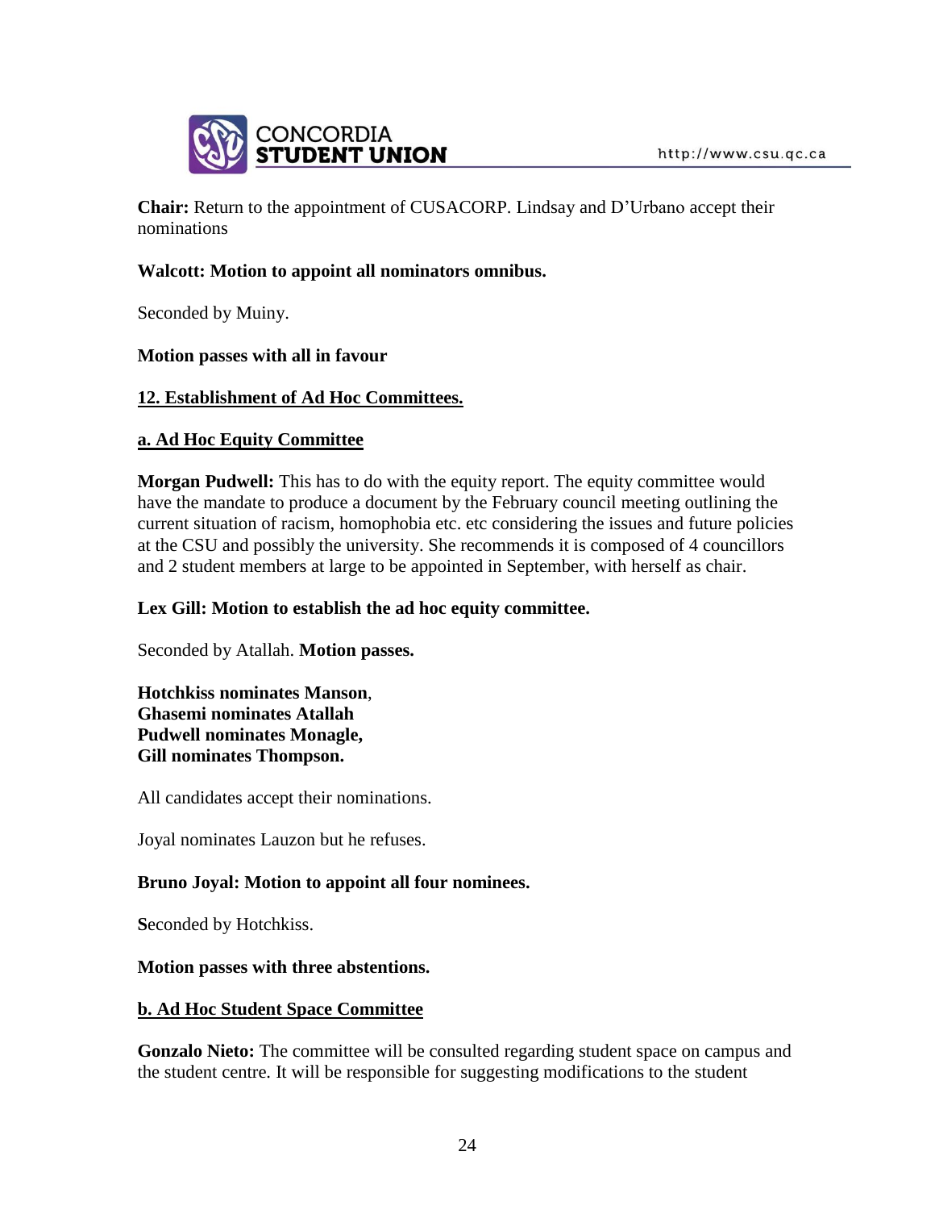**Chair:** Return to the appointment of CUSACORP. Lindsay and D'Urbano accept their nominations

**Walcott: Motion to appoint all nominators omnibus.**

Seconded by Muiny.

**Motion passes with all in favour**

**<u>12. Establishment of Ad Hoc Committees.</u>**

**<u>a. Ad Hoc Equity Committee</u>**

**Morgan Pudwell:** This has to do with the equity report. The equity committee would have the mandate to produce a document by the February council meeting outlining the current situation of racism, homophobia etc. etc considering the issues and future policies at the CSU and possibly the university. She recommends it is composed of 4 councillors and 2 student members at large to be appointed in September, with herself as chair.

**Lex Gill: Motion to establish the ad hoc equity committee.**

Seconded by Atallah. **Motion passes.**

**Hotchkiss nominates Manson**,
**Ghasemi nominates Atallah**
**Pudwell nominates Monagle,**
**Gill nominates Thompson.**

All candidates accept their nominations.

Joyal nominates Lauzon but he refuses.

**Bruno Joyal: Motion to appoint all four nominees.**

**S**econded by Hotchkiss.

**Motion passes with three abstentions.**

**<u>b. Ad Hoc Student Space Committee</u>**

**Gonzalo Nieto:** The committee will be consulted regarding student space on campus and the student centre. It will be responsible for suggesting modifications to the student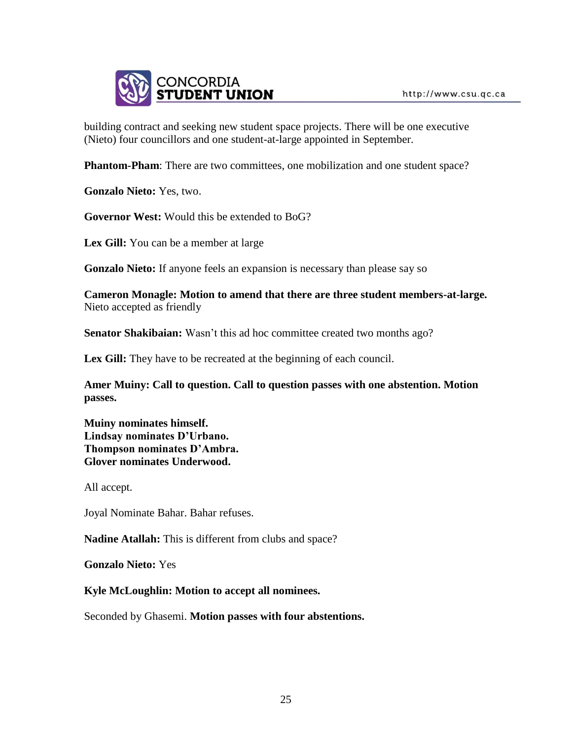building contract and seeking new student space projects. There will be one executive (Nieto) four councillors and one student-at-large appointed in September.

**Phantom-Pham**: There are two committees, one mobilization and one student space?

**Gonzalo Nieto:** Yes, two.

**Governor West:** Would this be extended to BoG?

**Lex Gill:** You can be a member at large

**Gonzalo Nieto:** If anyone feels an expansion is necessary than please say so

**Cameron Monagle: Motion to amend that there are three student members-at-large.** Nieto accepted as friendly

**Senator Shakibaian:** Wasn't this ad hoc committee created two months ago?

**Lex Gill:** They have to be recreated at the beginning of each council.

**Amer Muiny: Call to question. Call to question passes with one abstention. Motion passes.**

**Muiny nominates himself.**
**Lindsay nominates D'Urbano.**
**Thompson nominates D'Ambra.**
**Glover nominates Underwood.**

All accept.

Joyal Nominate Bahar. Bahar refuses.

**Nadine Atallah:** This is different from clubs and space?

**Gonzalo Nieto:** Yes

**Kyle McLoughlin: Motion to accept all nominees.**

Seconded by Ghasemi. **Motion passes with four abstentions.**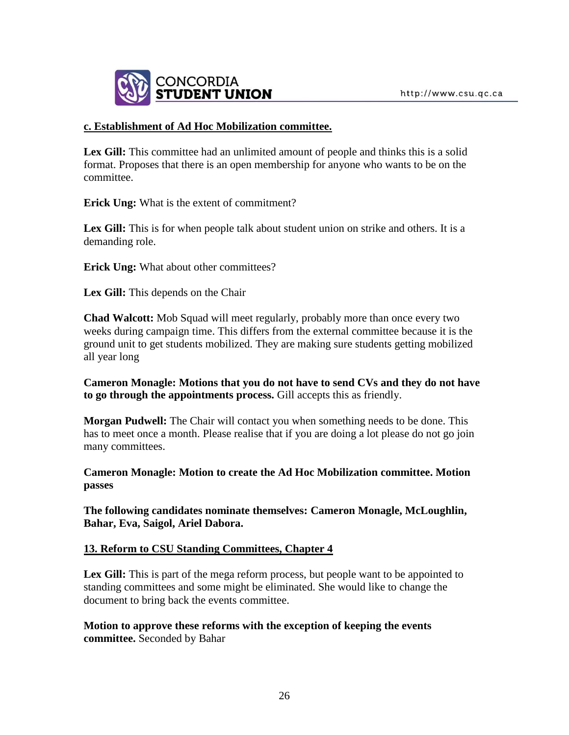**c. Establishment of Ad Hoc Mobilization committee.**

**Lex Gill:** This committee had an unlimited amount of people and thinks this is a solid format. Proposes that there is an open membership for anyone who wants to be on the committee.

**Erick Ung:** What is the extent of commitment?

**Lex Gill:** This is for when people talk about student union on strike and others. It is a demanding role.

**Erick Ung:** What about other committees?

**Lex Gill:** This depends on the Chair

**Chad Walcott:** Mob Squad will meet regularly, probably more than once every two weeks during campaign time. This differs from the external committee because it is the ground unit to get students mobilized. They are making sure students getting mobilized all year long

**Cameron Monagle: Motions that you do not have to send CVs and they do not have to go through the appointments process.** Gill accepts this as friendly.

**Morgan Pudwell:** The Chair will contact you when something needs to be done. This has to meet once a month. Please realise that if you are doing a lot please do not go join many committees.

**Cameron Monagle: Motion to create the Ad Hoc Mobilization committee. Motion passes**

**The following candidates nominate themselves: Cameron Monagle, McLoughlin, Bahar, Eva, Saigol, Ariel Dabora.**

**13. Reform to CSU Standing Committees, Chapter 4**

**Lex Gill:** This is part of the mega reform process, but people want to be appointed to standing committees and some might be eliminated. She would like to change the document to bring back the events committee.

**Motion to approve these reforms with the exception of keeping the events committee.** Seconded by Bahar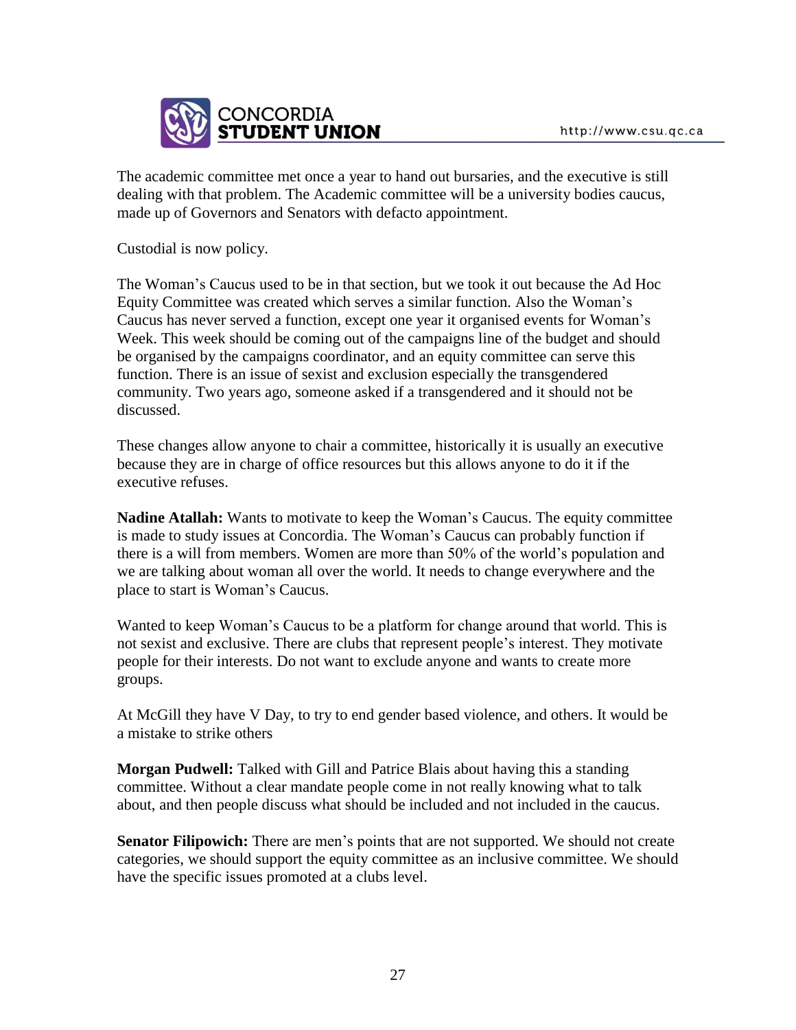The academic committee met once a year to hand out bursaries, and the executive is still dealing with that problem. The Academic committee will be a university bodies caucus, made up of Governors and Senators with defacto appointment.

Custodial is now policy.

The Woman's Caucus used to be in that section, but we took it out because the Ad Hoc Equity Committee was created which serves a similar function. Also the Woman's Caucus has never served a function, except one year it organised events for Woman's Week. This week should be coming out of the campaigns line of the budget and should be organised by the campaigns coordinator, and an equity committee can serve this function. There is an issue of sexist and exclusion especially the transgendered community. Two years ago, someone asked if a transgendered and it should not be discussed.

These changes allow anyone to chair a committee, historically it is usually an executive because they are in charge of office resources but this allows anyone to do it if the executive refuses.

**Nadine Atallah:** Wants to motivate to keep the Woman's Caucus. The equity committee is made to study issues at Concordia. The Woman's Caucus can probably function if there is a will from members. Women are more than 50% of the world's population and we are talking about woman all over the world. It needs to change everywhere and the place to start is Woman's Caucus.

Wanted to keep Woman's Caucus to be a platform for change around that world. This is not sexist and exclusive. There are clubs that represent people's interest. They motivate people for their interests. Do not want to exclude anyone and wants to create more groups.

At McGill they have V Day, to try to end gender based violence, and others. It would be a mistake to strike others

**Morgan Pudwell:** Talked with Gill and Patrice Blais about having this a standing committee. Without a clear mandate people come in not really knowing what to talk about, and then people discuss what should be included and not included in the caucus.

**Senator Filipowich:** There are men's points that are not supported. We should not create categories, we should support the equity committee as an inclusive committee. We should have the specific issues promoted at a clubs level.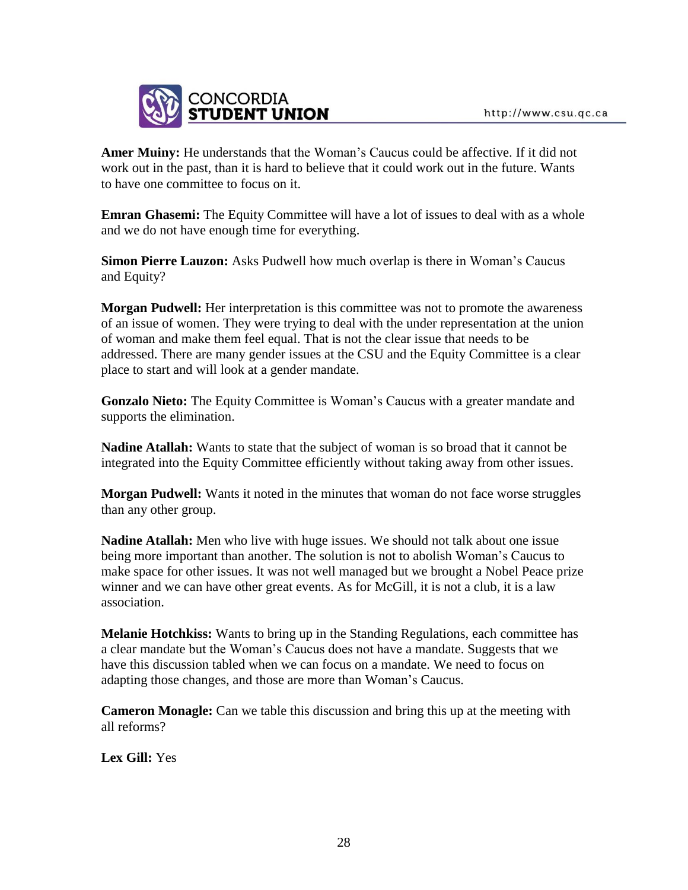**Amer Muiny:** He understands that the Woman's Caucus could be affective. If it did not work out in the past, than it is hard to believe that it could work out in the future. Wants to have one committee to focus on it.

**Emran Ghasemi:** The Equity Committee will have a lot of issues to deal with as a whole and we do not have enough time for everything.

**Simon Pierre Lauzon:** Asks Pudwell how much overlap is there in Woman's Caucus and Equity?

**Morgan Pudwell:** Her interpretation is this committee was not to promote the awareness of an issue of women. They were trying to deal with the under representation at the union of woman and make them feel equal. That is not the clear issue that needs to be addressed. There are many gender issues at the CSU and the Equity Committee is a clear place to start and will look at a gender mandate.

**Gonzalo Nieto:** The Equity Committee is Woman's Caucus with a greater mandate and supports the elimination.

**Nadine Atallah:** Wants to state that the subject of woman is so broad that it cannot be integrated into the Equity Committee efficiently without taking away from other issues.

**Morgan Pudwell:** Wants it noted in the minutes that woman do not face worse struggles than any other group.

**Nadine Atallah:** Men who live with huge issues. We should not talk about one issue being more important than another. The solution is not to abolish Woman's Caucus to make space for other issues. It was not well managed but we brought a Nobel Peace prize winner and we can have other great events. As for McGill, it is not a club, it is a law association.

**Melanie Hotchkiss:** Wants to bring up in the Standing Regulations, each committee has a clear mandate but the Woman's Caucus does not have a mandate. Suggests that we have this discussion tabled when we can focus on a mandate. We need to focus on adapting those changes, and those are more than Woman's Caucus.

**Cameron Monagle:** Can we table this discussion and bring this up at the meeting with all reforms?

**Lex Gill:** Yes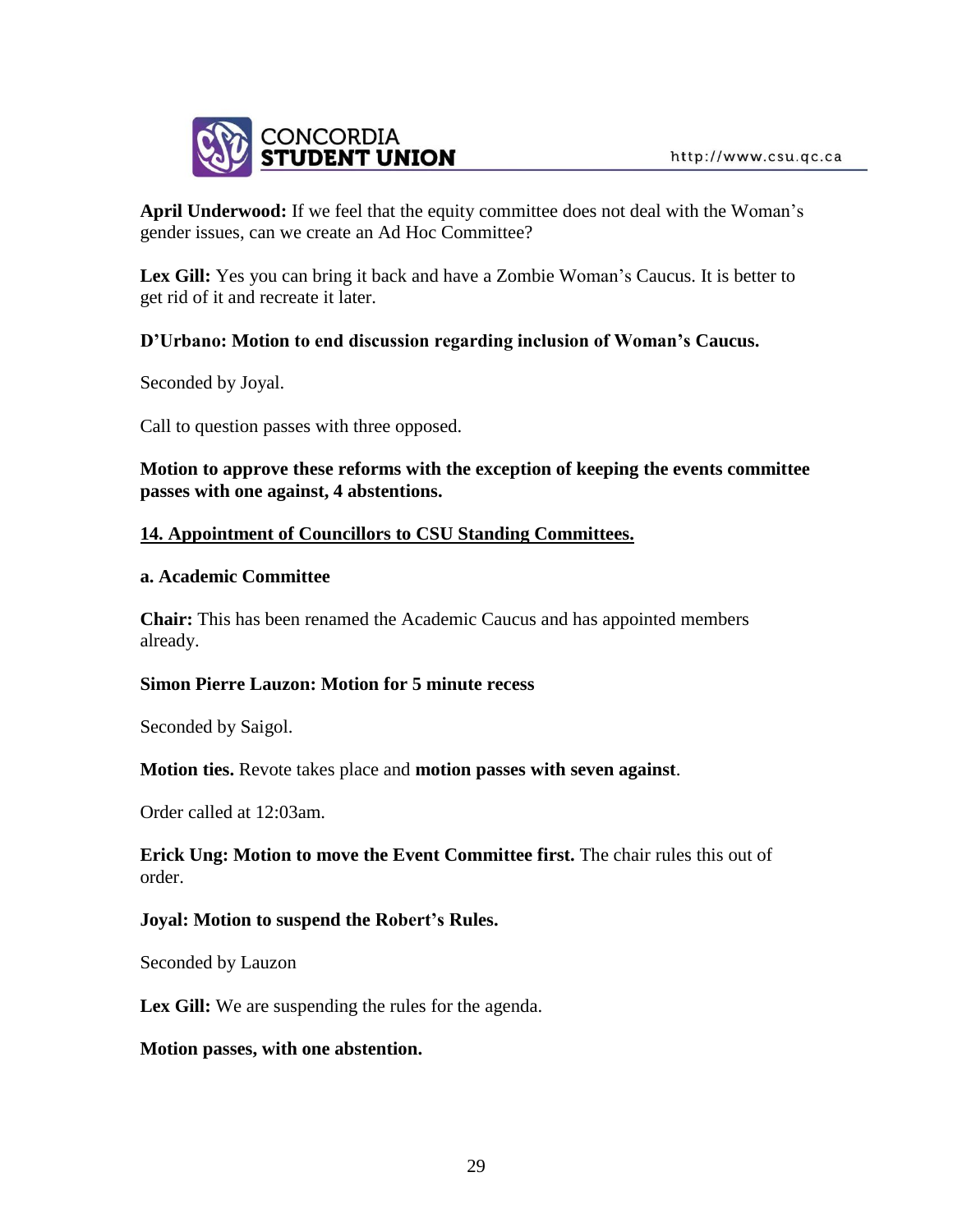**April Underwood:** If we feel that the equity committee does not deal with the Woman's gender issues, can we create an Ad Hoc Committee?

**Lex Gill:** Yes you can bring it back and have a Zombie Woman's Caucus. It is better to get rid of it and recreate it later.

**D'Urbano: Motion to end discussion regarding inclusion of Woman's Caucus.**

Seconded by Joyal.

Call to question passes with three opposed.

**Motion to approve these reforms with the exception of keeping the events committee passes with one against, 4 abstentions.**

## 14. Appointment of Councillors to CSU Standing Committees.

### a. Academic Committee

**Chair:** This has been renamed the Academic Caucus and has appointed members already.

**Simon Pierre Lauzon: Motion for 5 minute recess**

Seconded by Saigol.

**Motion ties.** Revote takes place and **motion passes with seven against**.

Order called at 12:03am.

**Erick Ung: Motion to move the Event Committee first.** The chair rules this out of order.

**Joyal: Motion to suspend the Robert's Rules.**

Seconded by Lauzon

**Lex Gill:** We are suspending the rules for the agenda.

**Motion passes, with one abstention.**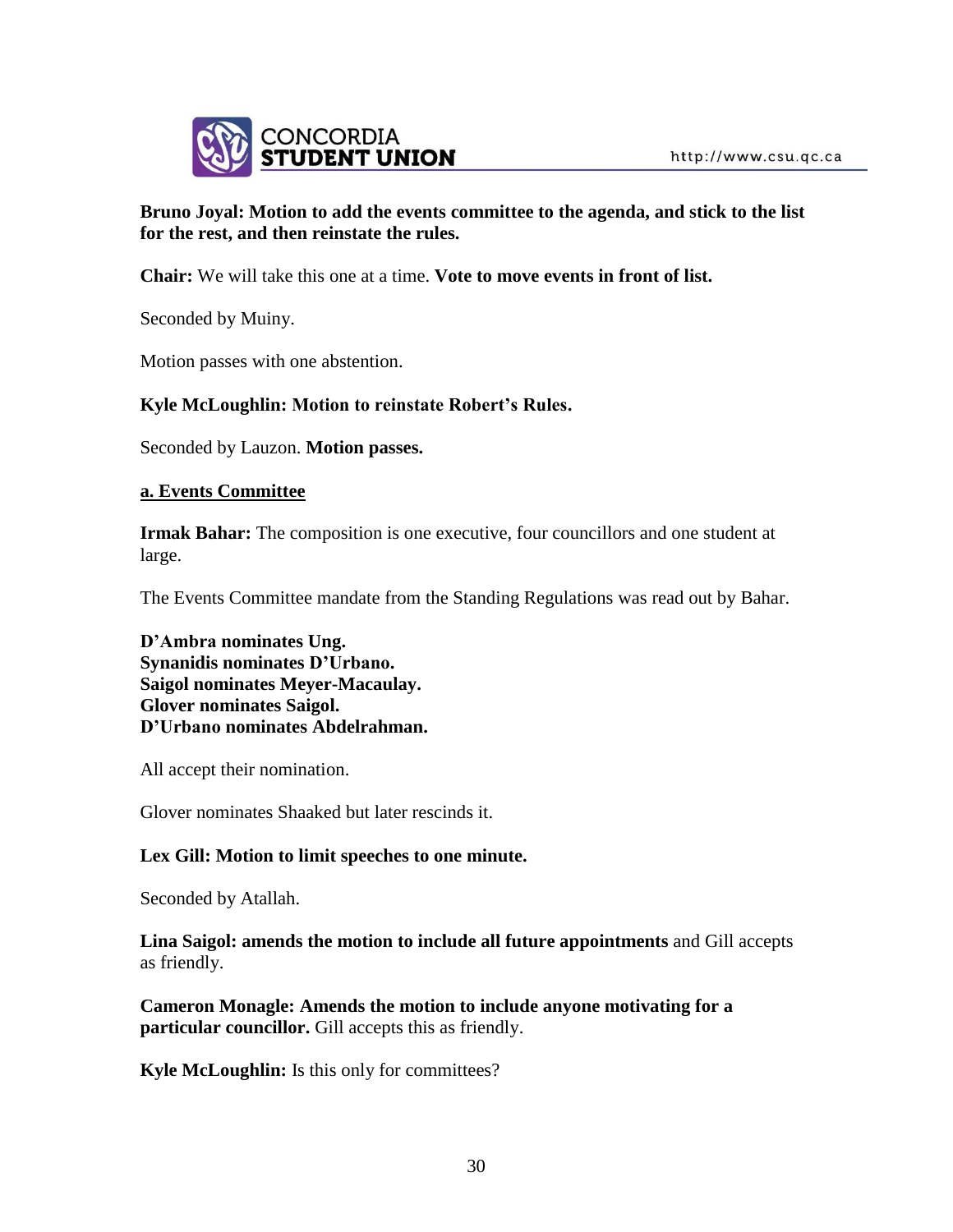**Bruno Joyal: Motion to add the events committee to the agenda, and stick to the list for the rest, and then reinstate the rules.**

**Chair:** We will take this one at a time. **Vote to move events in front of list.**

Seconded by Muiny.

Motion passes with one abstention.

**Kyle McLoughlin: Motion to reinstate Robert's Rules.**

Seconded by Lauzon. **Motion passes.**

**a. Events Committee**

**Irmak Bahar:** The composition is one executive, four councillors and one student at large.

The Events Committee mandate from the Standing Regulations was read out by Bahar.

**D'Ambra nominates Ung.**
**Synanidis nominates D'Urbano.**
**Saigol nominates Meyer-Macaulay.**
**Glover nominates Saigol.**
**D'Urbano nominates Abdelrahman.**

All accept their nomination.

Glover nominates Shaaked but later rescinds it.

**Lex Gill: Motion to limit speeches to one minute.**

Seconded by Atallah.

**Lina Saigol: amends the motion to include all future appointments** and Gill accepts as friendly.

**Cameron Monagle: Amends the motion to include anyone motivating for a particular councillor.** Gill accepts this as friendly.

**Kyle McLoughlin:** Is this only for committees?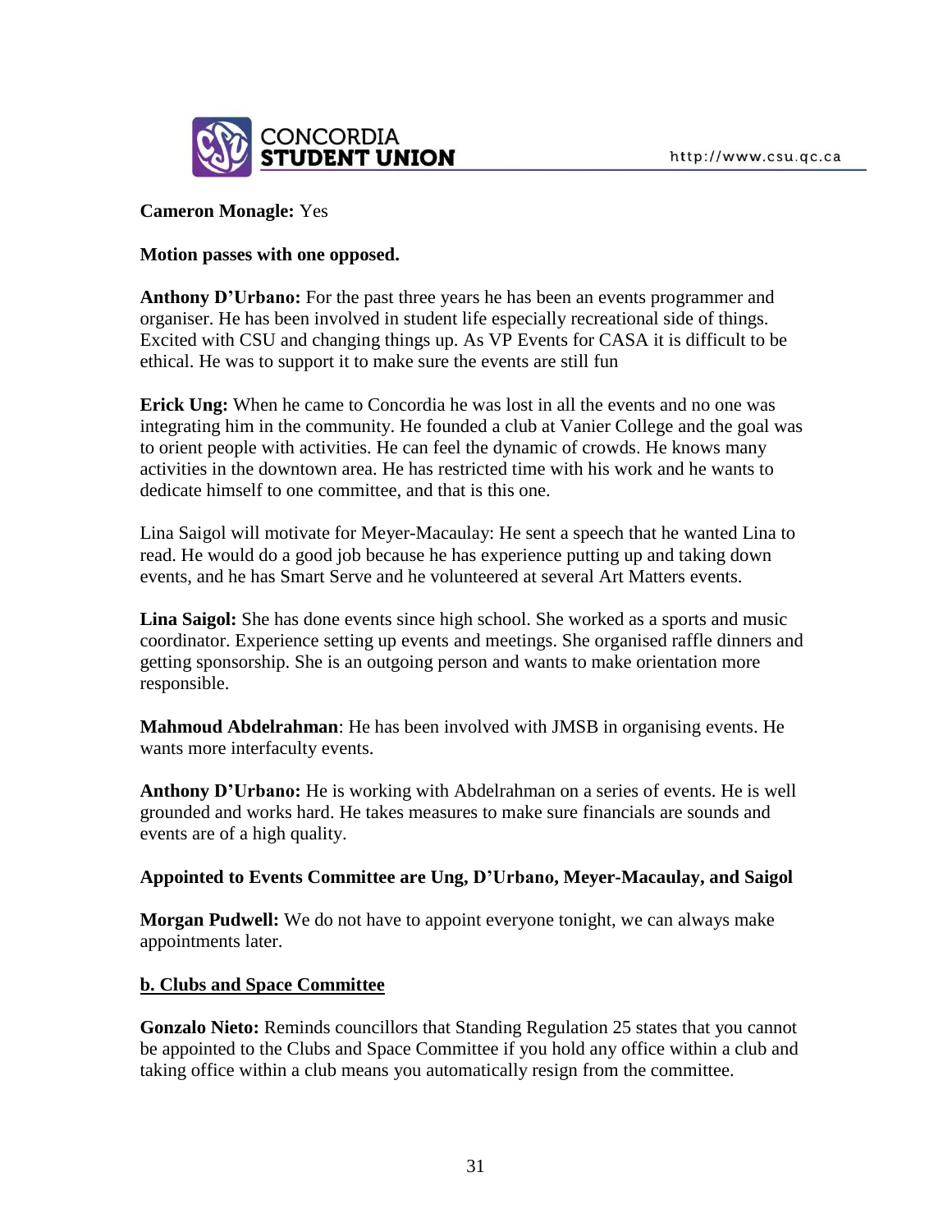**Cameron Monagle:** Yes

**Motion passes with one opposed.**

**Anthony D'Urbano:** For the past three years he has been an events programmer and organiser. He has been involved in student life especially recreational side of things. Excited with CSU and changing things up. As VP Events for CASA it is difficult to be ethical. He was to support it to make sure the events are still fun

**Erick Ung:** When he came to Concordia he was lost in all the events and no one was integrating him in the community. He founded a club at Vanier College and the goal was to orient people with activities. He can feel the dynamic of crowds. He knows many activities in the downtown area. He has restricted time with his work and he wants to dedicate himself to one committee, and that is this one.

Lina Saigol will motivate for Meyer-Macaulay: He sent a speech that he wanted Lina to read. He would do a good job because he has experience putting up and taking down events, and he has Smart Serve and he volunteered at several Art Matters events.

**Lina Saigol:** She has done events since high school. She worked as a sports and music coordinator. Experience setting up events and meetings. She organised raffle dinners and getting sponsorship. She is an outgoing person and wants to make orientation more responsible.

**Mahmoud Abdelrahman**: He has been involved with JMSB in organising events. He wants more interfaculty events.

**Anthony D'Urbano:** He is working with Abdelrahman on a series of events. He is well grounded and works hard. He takes measures to make sure financials are sounds and events are of a high quality.

**Appointed to Events Committee are Ung, D'Urbano, Meyer-Macaulay, and Saigol**

**Morgan Pudwell:** We do not have to appoint everyone tonight, we can always make appointments later.

**<u>b. Clubs and Space Committee</u>**

**Gonzalo Nieto:** Reminds councillors that Standing Regulation 25 states that you cannot be appointed to the Clubs and Space Committee if you hold any office within a club and taking office within a club means you automatically resign from the committee.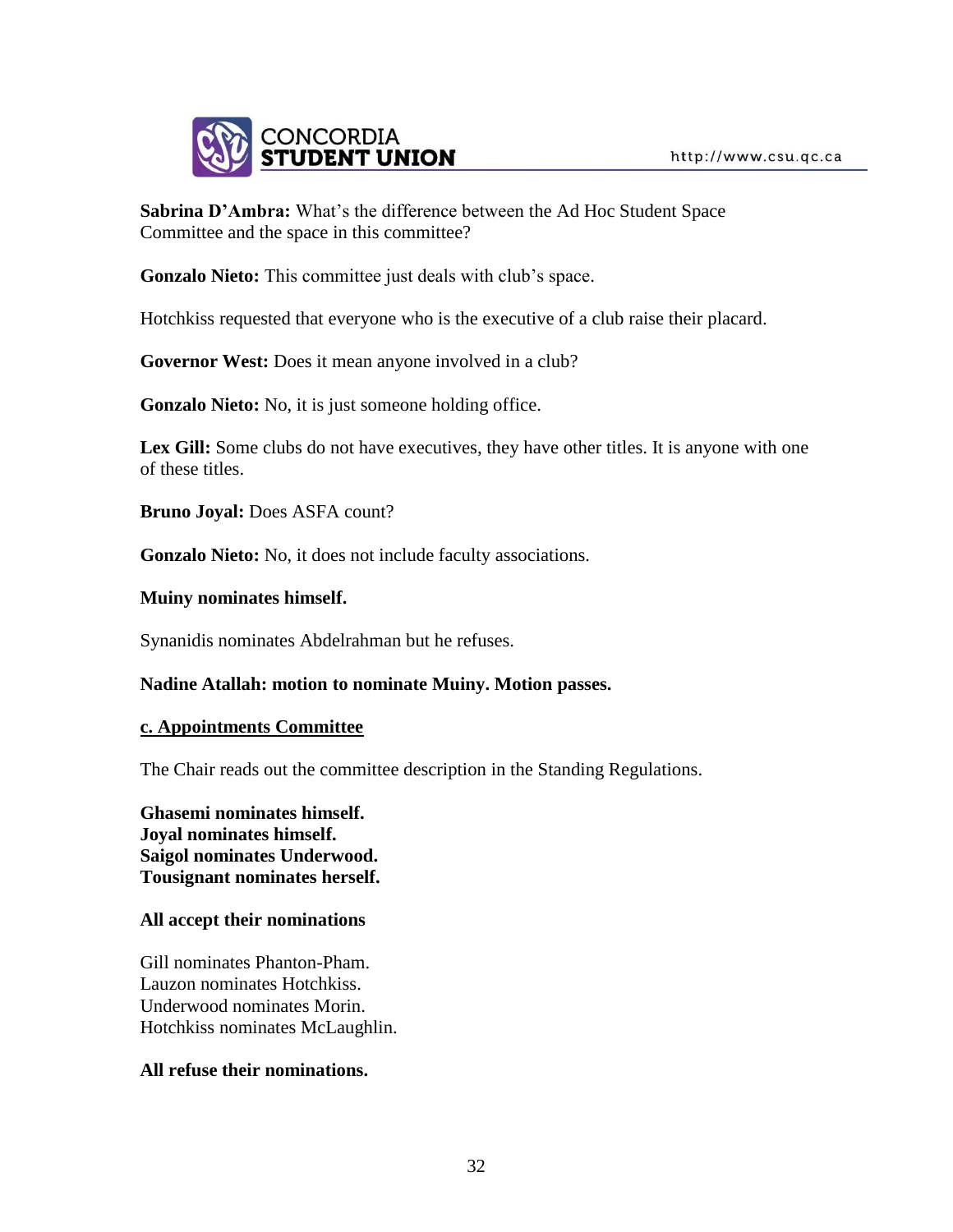**Sabrina D'Ambra:** What's the difference between the Ad Hoc Student Space Committee and the space in this committee?

**Gonzalo Nieto:** This committee just deals with club's space.

Hotchkiss requested that everyone who is the executive of a club raise their placard.

**Governor West:** Does it mean anyone involved in a club?

**Gonzalo Nieto:** No, it is just someone holding office.

**Lex Gill:** Some clubs do not have executives, they have other titles. It is anyone with one of these titles.

**Bruno Joyal:** Does ASFA count?

**Gonzalo Nieto:** No, it does not include faculty associations.

**Muiny nominates himself.**

Synanidis nominates Abdelrahman but he refuses.

**Nadine Atallah: motion to nominate Muiny. Motion passes.**

**c. Appointments Committee**

The Chair reads out the committee description in the Standing Regulations.

**Ghasemi nominates himself.**
**Joyal nominates himself.**
**Saigol nominates Underwood.**
**Tousignant nominates herself.**

**All accept their nominations**

Gill nominates Phanton-Pham.
Lauzon nominates Hotchkiss.
Underwood nominates Morin.
Hotchkiss nominates McLaughlin.

**All refuse their nominations.**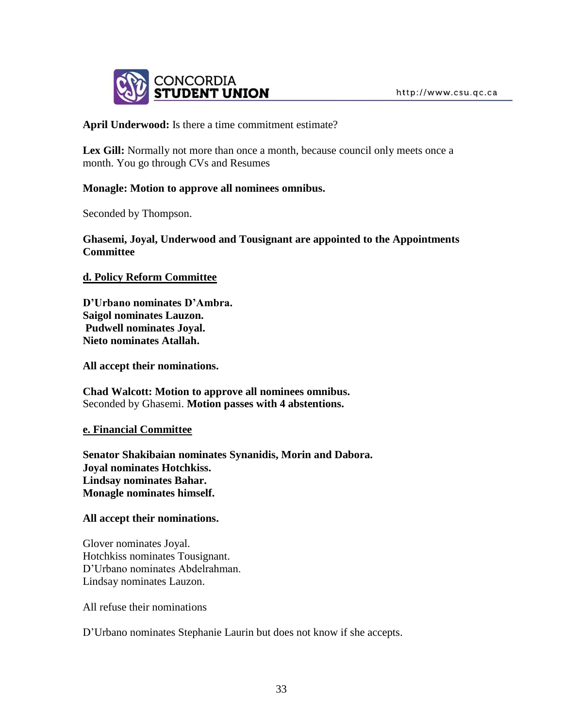**April Underwood:** Is there a time commitment estimate?

**Lex Gill:** Normally not more than once a month, because council only meets once a month. You go through CVs and Resumes

**Monagle: Motion to approve all nominees omnibus.**

Seconded by Thompson.

**Ghasemi, Joyal, Underwood and Tousignant are appointed to the Appointments Committee**

**d. Policy Reform Committee**

**D'Urbano nominates D'Ambra.**
**Saigol nominates Lauzon.**
**Pudwell nominates Joyal.**
**Nieto nominates Atallah.**

**All accept their nominations.**

**Chad Walcott: Motion to approve all nominees omnibus.**
Seconded by Ghasemi. **Motion passes with 4 abstentions.**

**e. Financial Committee**

**Senator Shakibaian nominates Synanidis, Morin and Dabora.**
**Joyal nominates Hotchkiss.**
**Lindsay nominates Bahar.**
**Monagle nominates himself.**

**All accept their nominations.**

Glover nominates Joyal.
Hotchkiss nominates Tousignant.
D'Urbano nominates Abdelrahman.
Lindsay nominates Lauzon.

All refuse their nominations

D'Urbano nominates Stephanie Laurin but does not know if she accepts.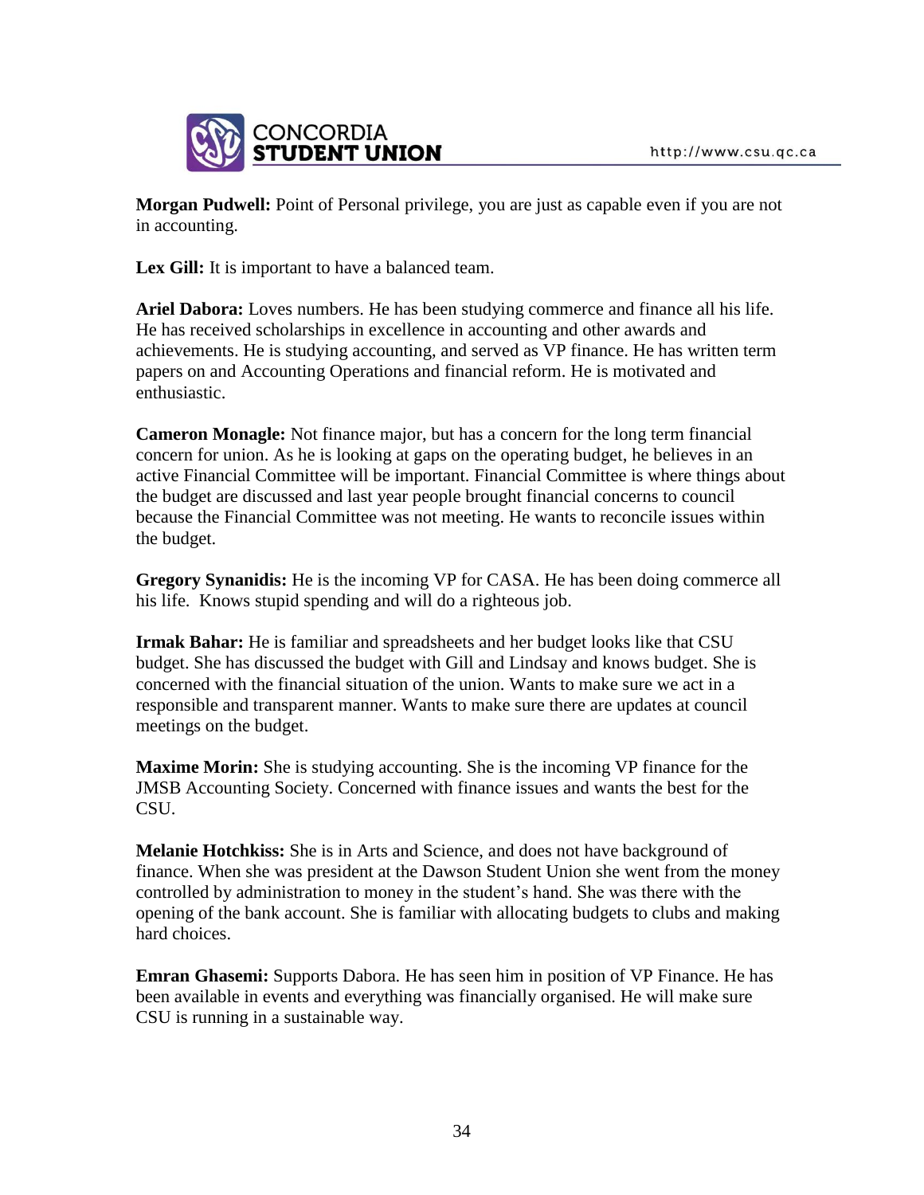**Morgan Pudwell:** Point of Personal privilege, you are just as capable even if you are not in accounting.

**Lex Gill:** It is important to have a balanced team.

**Ariel Dabora:** Loves numbers. He has been studying commerce and finance all his life. He has received scholarships in excellence in accounting and other awards and achievements. He is studying accounting, and served as VP finance. He has written term papers on and Accounting Operations and financial reform. He is motivated and enthusiastic.

**Cameron Monagle:** Not finance major, but has a concern for the long term financial concern for union. As he is looking at gaps on the operating budget, he believes in an active Financial Committee will be important. Financial Committee is where things about the budget are discussed and last year people brought financial concerns to council because the Financial Committee was not meeting. He wants to reconcile issues within the budget.

**Gregory Synanidis:** He is the incoming VP for CASA. He has been doing commerce all his life. Knows stupid spending and will do a righteous job.

**Irmak Bahar:** He is familiar and spreadsheets and her budget looks like that CSU budget. She has discussed the budget with Gill and Lindsay and knows budget. She is concerned with the financial situation of the union. Wants to make sure we act in a responsible and transparent manner. Wants to make sure there are updates at council meetings on the budget.

**Maxime Morin:** She is studying accounting. She is the incoming VP finance for the JMSB Accounting Society. Concerned with finance issues and wants the best for the CSU.

**Melanie Hotchkiss:** She is in Arts and Science, and does not have background of finance. When she was president at the Dawson Student Union she went from the money controlled by administration to money in the student's hand. She was there with the opening of the bank account. She is familiar with allocating budgets to clubs and making hard choices.

**Emran Ghasemi:** Supports Dabora. He has seen him in position of VP Finance. He has been available in events and everything was financially organised. He will make sure CSU is running in a sustainable way.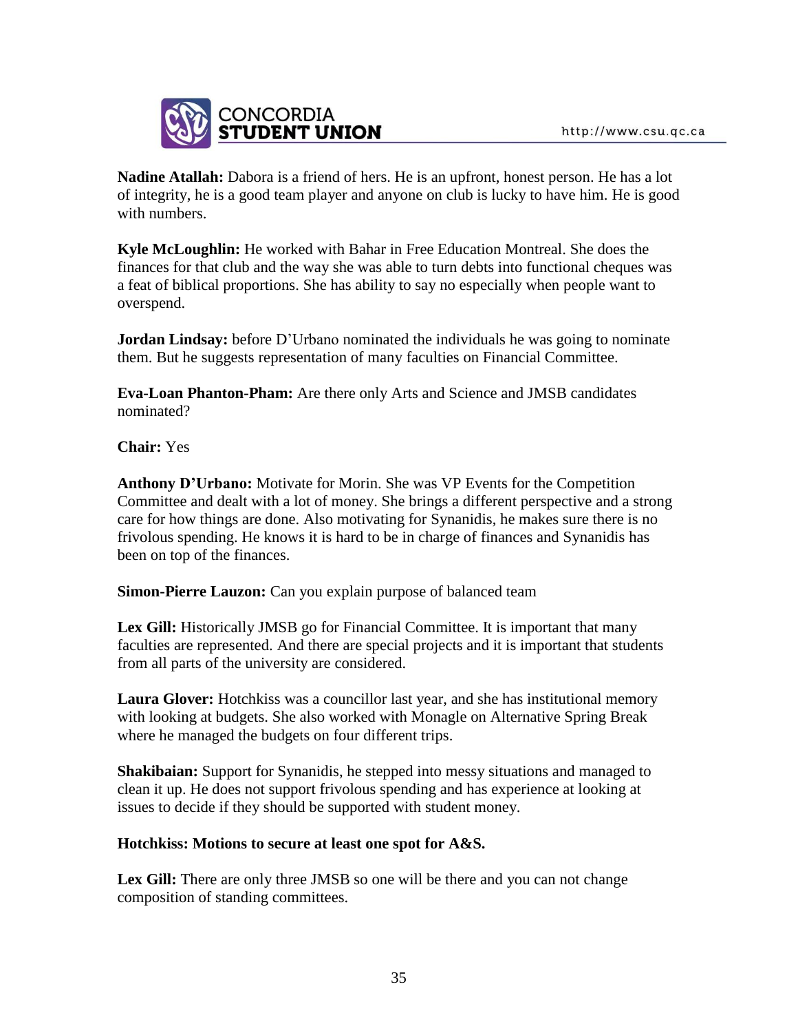**Nadine Atallah:** Dabora is a friend of hers. He is an upfront, honest person. He has a lot of integrity, he is a good team player and anyone on club is lucky to have him. He is good with numbers.

**Kyle McLoughlin:** He worked with Bahar in Free Education Montreal. She does the finances for that club and the way she was able to turn debts into functional cheques was a feat of biblical proportions. She has ability to say no especially when people want to overspend.

**Jordan Lindsay:** before D'Urbano nominated the individuals he was going to nominate them. But he suggests representation of many faculties on Financial Committee.

**Eva-Loan Phanton-Pham:** Are there only Arts and Science and JMSB candidates nominated?

**Chair:** Yes

**Anthony D'Urbano:** Motivate for Morin. She was VP Events for the Competition Committee and dealt with a lot of money. She brings a different perspective and a strong care for how things are done. Also motivating for Synanidis, he makes sure there is no frivolous spending. He knows it is hard to be in charge of finances and Synanidis has been on top of the finances.

**Simon-Pierre Lauzon:** Can you explain purpose of balanced team

**Lex Gill:** Historically JMSB go for Financial Committee. It is important that many faculties are represented. And there are special projects and it is important that students from all parts of the university are considered.

**Laura Glover:** Hotchkiss was a councillor last year, and she has institutional memory with looking at budgets. She also worked with Monagle on Alternative Spring Break where he managed the budgets on four different trips.

**Shakibaian:** Support for Synanidis, he stepped into messy situations and managed to clean it up. He does not support frivolous spending and has experience at looking at issues to decide if they should be supported with student money.

**Hotchkiss: Motions to secure at least one spot for A&S.**

**Lex Gill:** There are only three JMSB so one will be there and you can not change composition of standing committees.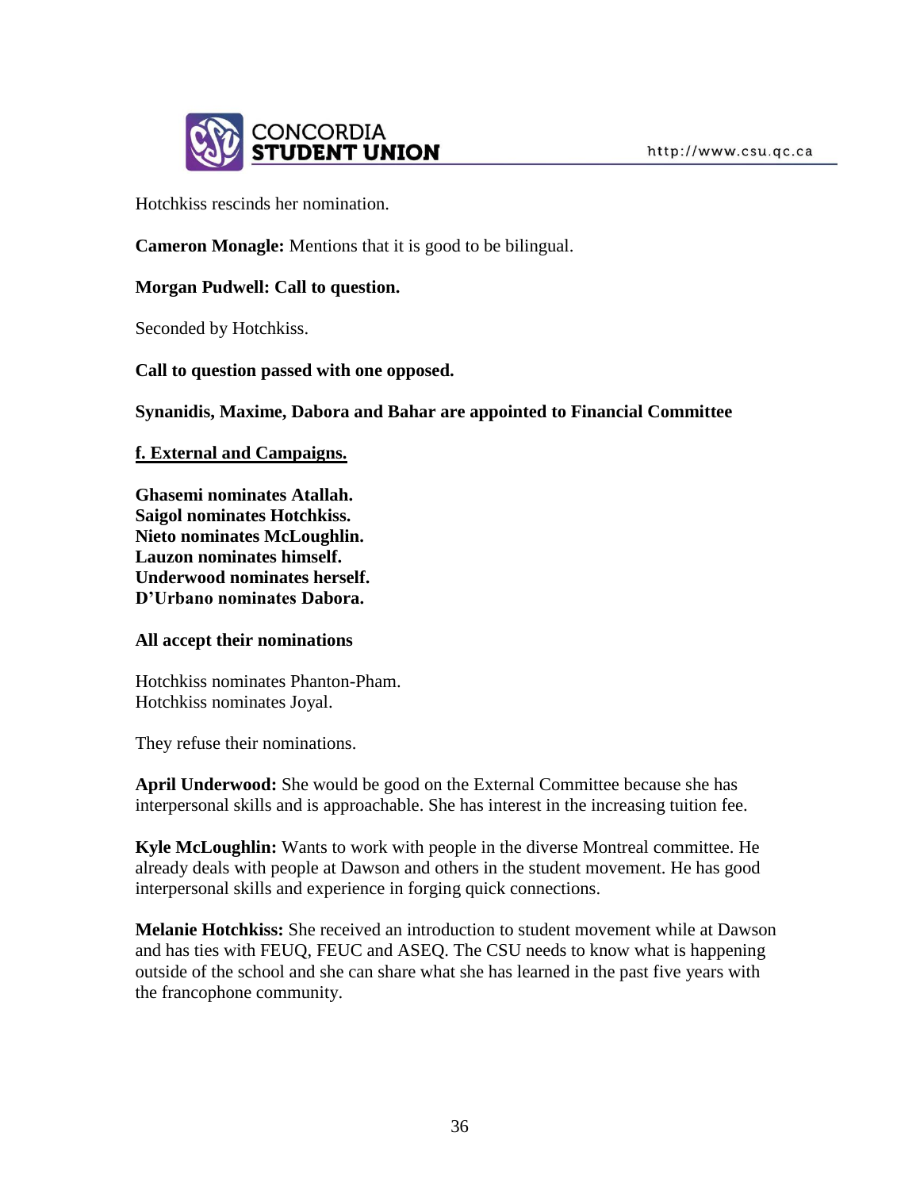Hotchkiss rescinds her nomination.

**Cameron Monagle:** Mentions that it is good to be bilingual.

**Morgan Pudwell: Call to question.**

Seconded by Hotchkiss.

**Call to question passed with one opposed.**

**Synanidis, Maxime, Dabora and Bahar are appointed to Financial Committee**

**f. External and Campaigns.**

**Ghasemi nominates Atallah.**
**Saigol nominates Hotchkiss.**
**Nieto nominates McLoughlin.**
**Lauzon nominates himself.**
**Underwood nominates herself.**
**D'Urbano nominates Dabora.**

**All accept their nominations**

Hotchkiss nominates Phanton-Pham.
Hotchkiss nominates Joyal.

They refuse their nominations.

**April Underwood:** She would be good on the External Committee because she has interpersonal skills and is approachable. She has interest in the increasing tuition fee.

**Kyle McLoughlin:** Wants to work with people in the diverse Montreal committee. He already deals with people at Dawson and others in the student movement. He has good interpersonal skills and experience in forging quick connections.

**Melanie Hotchkiss:** She received an introduction to student movement while at Dawson and has ties with FEUQ, FEUC and ASEQ. The CSU needs to know what is happening outside of the school and she can share what she has learned in the past five years with the francophone community.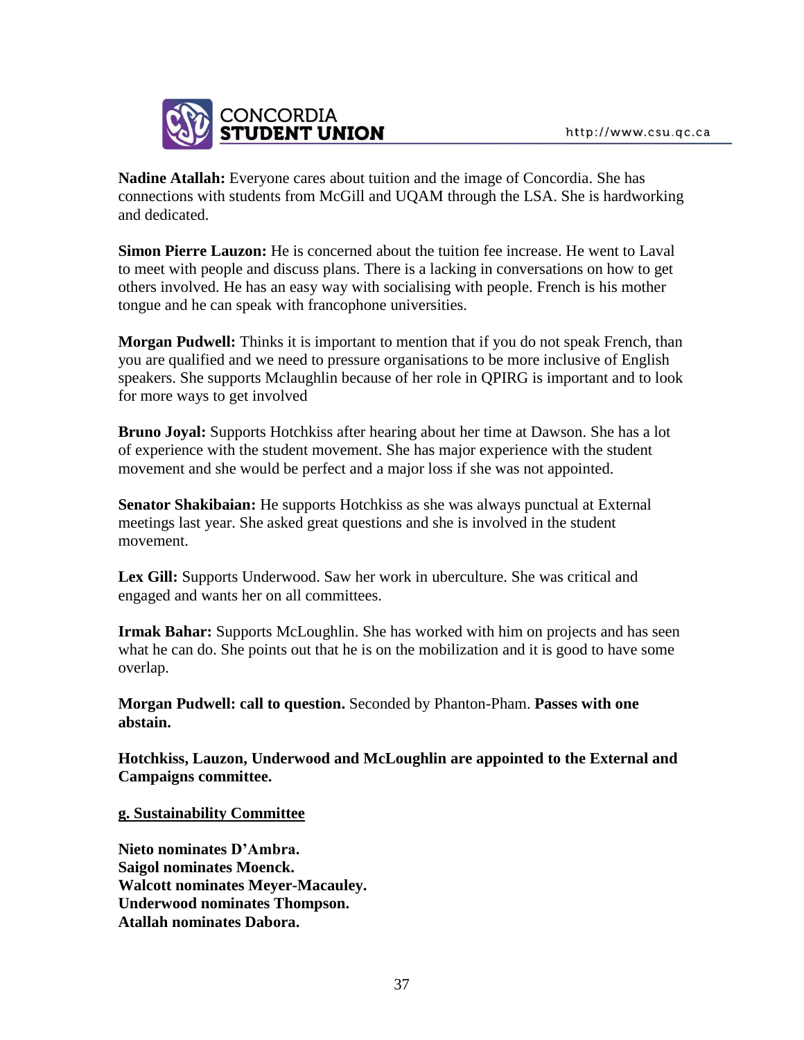**Nadine Atallah:** Everyone cares about tuition and the image of Concordia. She has connections with students from McGill and UQAM through the LSA. She is hardworking and dedicated.

**Simon Pierre Lauzon:** He is concerned about the tuition fee increase. He went to Laval to meet with people and discuss plans. There is a lacking in conversations on how to get others involved. He has an easy way with socialising with people. French is his mother tongue and he can speak with francophone universities.

**Morgan Pudwell:** Thinks it is important to mention that if you do not speak French, than you are qualified and we need to pressure organisations to be more inclusive of English speakers. She supports Mclaughlin because of her role in QPIRG is important and to look for more ways to get involved

**Bruno Joyal:** Supports Hotchkiss after hearing about her time at Dawson. She has a lot of experience with the student movement. She has major experience with the student movement and she would be perfect and a major loss if she was not appointed.

**Senator Shakibaian:** He supports Hotchkiss as she was always punctual at External meetings last year. She asked great questions and she is involved in the student movement.

**Lex Gill:** Supports Underwood. Saw her work in uberculture. She was critical and engaged and wants her on all committees.

**Irmak Bahar:** Supports McLoughlin. She has worked with him on projects and has seen what he can do. She points out that he is on the mobilization and it is good to have some overlap.

**Morgan Pudwell: call to question.** Seconded by Phanton-Pham. **Passes with one abstain.**

**Hotchkiss, Lauzon, Underwood and McLoughlin are appointed to the External and Campaigns committee.**

**g. Sustainability Committee**

**Nieto nominates D'Ambra.**
**Saigol nominates Moenck.**
**Walcott nominates Meyer-Macauley.**
**Underwood nominates Thompson.**
**Atallah nominates Dabora.**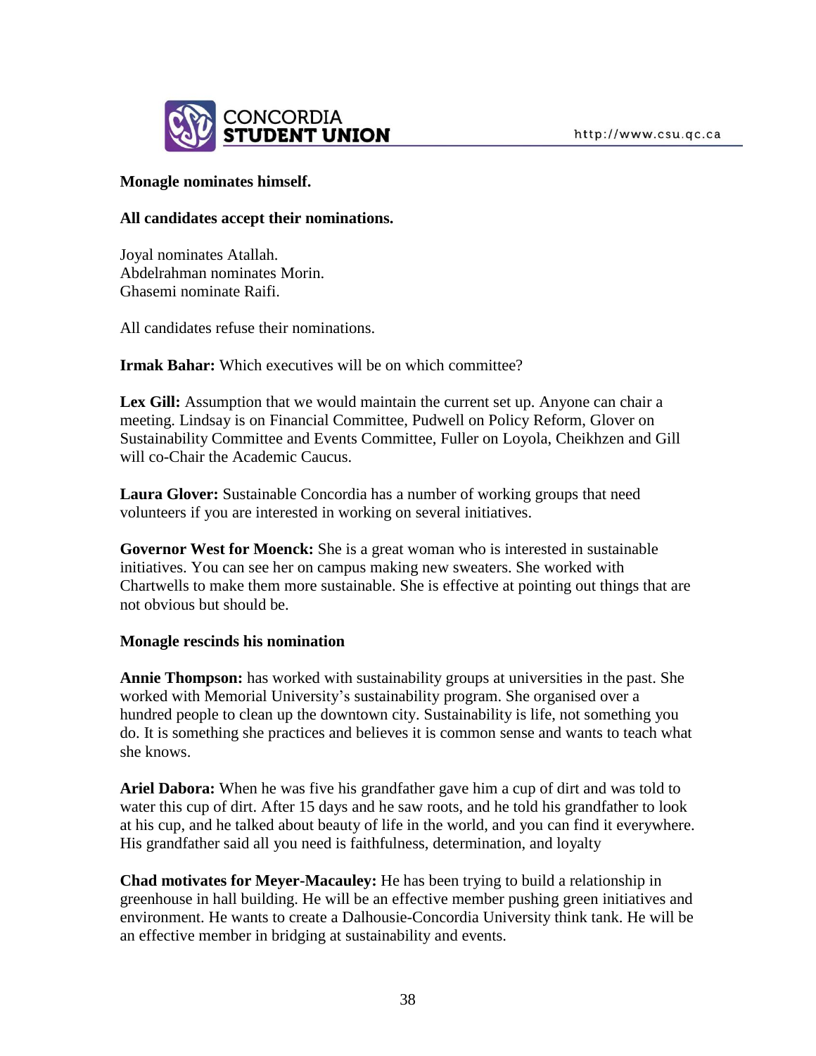**Monagle nominates himself.**

**All candidates accept their nominations.**

Joyal nominates Atallah.
Abdelrahman nominates Morin.
Ghasemi nominate Raifi.

All candidates refuse their nominations.

**Irmak Bahar:** Which executives will be on which committee?

**Lex Gill:** Assumption that we would maintain the current set up. Anyone can chair a meeting. Lindsay is on Financial Committee, Pudwell on Policy Reform, Glover on Sustainability Committee and Events Committee, Fuller on Loyola, Cheikhzen and Gill will co-Chair the Academic Caucus.

**Laura Glover:** Sustainable Concordia has a number of working groups that need volunteers if you are interested in working on several initiatives.

**Governor West for Moenck:** She is a great woman who is interested in sustainable initiatives. You can see her on campus making new sweaters. She worked with Chartwells to make them more sustainable. She is effective at pointing out things that are not obvious but should be.

**Monagle rescinds his nomination**

**Annie Thompson:** has worked with sustainability groups at universities in the past. She worked with Memorial University's sustainability program. She organised over a hundred people to clean up the downtown city. Sustainability is life, not something you do. It is something she practices and believes it is common sense and wants to teach what she knows.

**Ariel Dabora:** When he was five his grandfather gave him a cup of dirt and was told to water this cup of dirt. After 15 days and he saw roots, and he told his grandfather to look at his cup, and he talked about beauty of life in the world, and you can find it everywhere. His grandfather said all you need is faithfulness, determination, and loyalty

**Chad motivates for Meyer-Macauley:** He has been trying to build a relationship in greenhouse in hall building. He will be an effective member pushing green initiatives and environment. He wants to create a Dalhousie-Concordia University think tank. He will be an effective member in bridging at sustainability and events.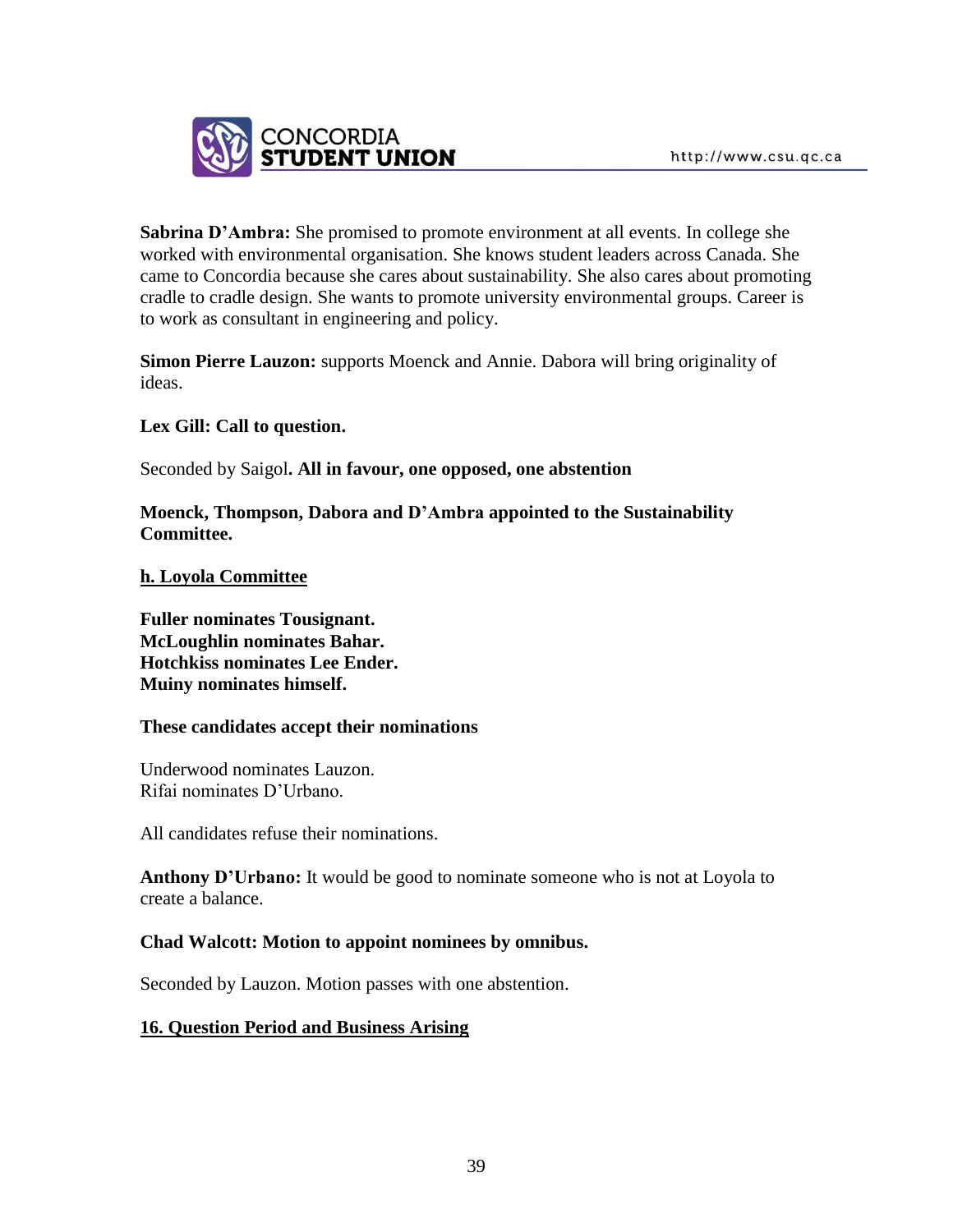**Sabrina D'Ambra:** She promised to promote environment at all events. In college she worked with environmental organisation. She knows student leaders across Canada. She came to Concordia because she cares about sustainability. She also cares about promoting cradle to cradle design. She wants to promote university environmental groups. Career is to work as consultant in engineering and policy.

**Simon Pierre Lauzon:** supports Moenck and Annie. Dabora will bring originality of ideas.

**Lex Gill: Call to question.**

Seconded by Saigol**. All in favour, one opposed, one abstention**

**Moenck, Thompson, Dabora and D'Ambra appointed to the Sustainability Committee.**

**<u>h. Loyola Committee</u>**

**Fuller nominates Tousignant.**
**McLoughlin nominates Bahar.**
**Hotchkiss nominates Lee Ender.**
**Muiny nominates himself.**

**These candidates accept their nominations**

Underwood nominates Lauzon.
Rifai nominates D'Urbano.

All candidates refuse their nominations.

**Anthony D'Urbano:** It would be good to nominate someone who is not at Loyola to create a balance.

**Chad Walcott: Motion to appoint nominees by omnibus.**

Seconded by Lauzon. Motion passes with one abstention.

**<u>16. Question Period and Business Arising</u>**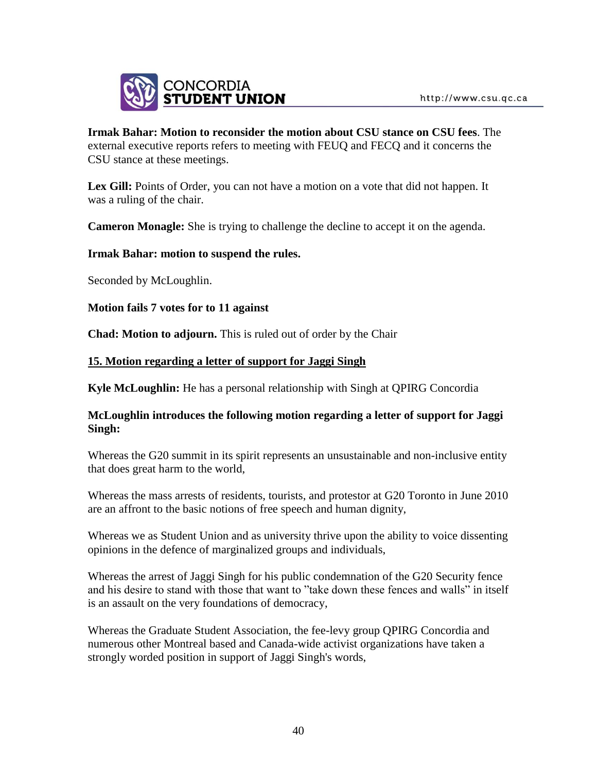**Irmak Bahar: Motion to reconsider the motion about CSU stance on CSU fees**. The external executive reports refers to meeting with FEUQ and FECQ and it concerns the CSU stance at these meetings.

**Lex Gill:** Points of Order, you can not have a motion on a vote that did not happen. It was a ruling of the chair.

**Cameron Monagle:** She is trying to challenge the decline to accept it on the agenda.

**Irmak Bahar: motion to suspend the rules.**

Seconded by McLoughlin.

**Motion fails 7 votes for to 11 against**

**Chad: Motion to adjourn.** This is ruled out of order by the Chair

**<u>15. Motion regarding a letter of support for Jaggi Singh</u>**

**Kyle McLoughlin:** He has a personal relationship with Singh at QPIRG Concordia

**McLoughlin introduces the following motion regarding a letter of support for Jaggi Singh:**

Whereas the G20 summit in its spirit represents an unsustainable and non-inclusive entity that does great harm to the world,

Whereas the mass arrests of residents, tourists, and protestor at G20 Toronto in June 2010 are an affront to the basic notions of free speech and human dignity,

Whereas we as Student Union and as university thrive upon the ability to voice dissenting opinions in the defence of marginalized groups and individuals,

Whereas the arrest of Jaggi Singh for his public condemnation of the G20 Security fence and his desire to stand with those that want to "take down these fences and walls" in itself is an assault on the very foundations of democracy,

Whereas the Graduate Student Association, the fee-levy group QPIRG Concordia and numerous other Montreal based and Canada-wide activist organizations have taken a strongly worded position in support of Jaggi Singh's words,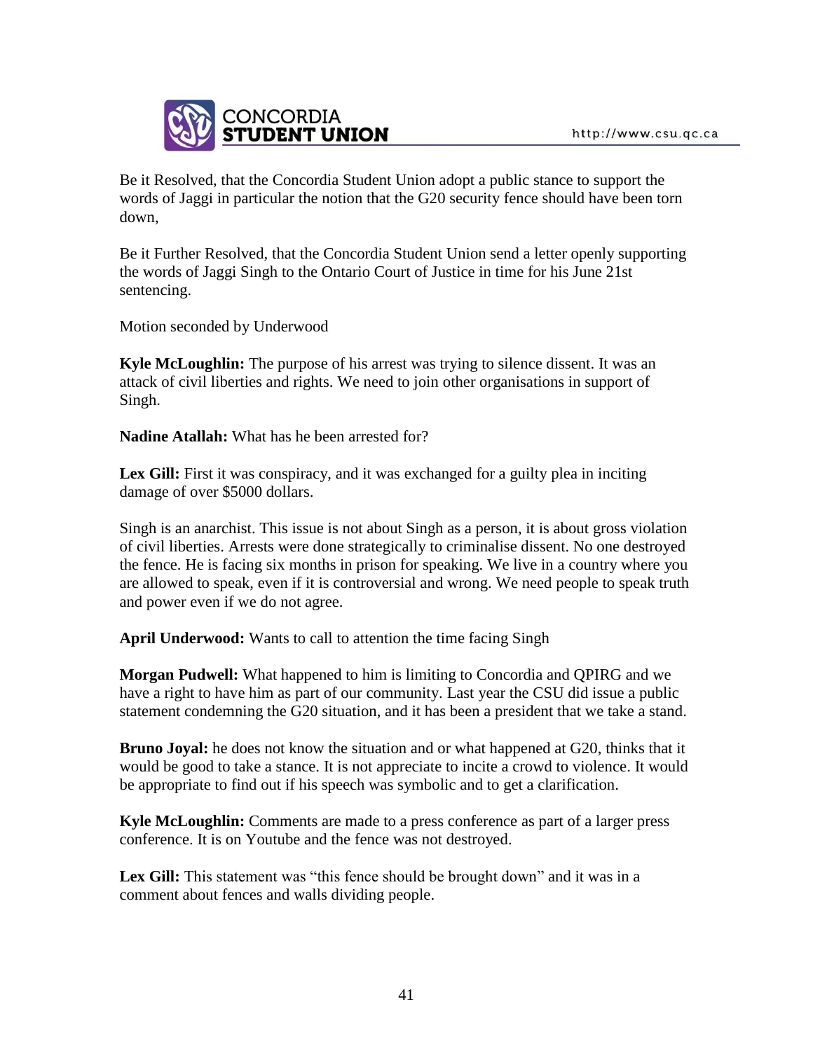Be it Resolved, that the Concordia Student Union adopt a public stance to support the words of Jaggi in particular the notion that the G20 security fence should have been torn down,

Be it Further Resolved, that the Concordia Student Union send a letter openly supporting the words of Jaggi Singh to the Ontario Court of Justice in time for his June 21st sentencing.

Motion seconded by Underwood

**Kyle McLoughlin:** The purpose of his arrest was trying to silence dissent. It was an attack of civil liberties and rights. We need to join other organisations in support of Singh.

**Nadine Atallah:** What has he been arrested for?

**Lex Gill:** First it was conspiracy, and it was exchanged for a guilty plea in inciting damage of over $5000 dollars.

Singh is an anarchist. This issue is not about Singh as a person, it is about gross violation of civil liberties. Arrests were done strategically to criminalise dissent. No one destroyed the fence. He is facing six months in prison for speaking. We live in a country where you are allowed to speak, even if it is controversial and wrong. We need people to speak truth and power even if we do not agree.

**April Underwood:** Wants to call to attention the time facing Singh

**Morgan Pudwell:** What happened to him is limiting to Concordia and QPIRG and we have a right to have him as part of our community. Last year the CSU did issue a public statement condemning the G20 situation, and it has been a president that we take a stand.

**Bruno Joyal:** he does not know the situation and or what happened at G20, thinks that it would be good to take a stance. It is not appreciate to incite a crowd to violence. It would be appropriate to find out if his speech was symbolic and to get a clarification.

**Kyle McLoughlin:** Comments are made to a press conference as part of a larger press conference. It is on Youtube and the fence was not destroyed.

**Lex Gill:** This statement was "this fence should be brought down" and it was in a comment about fences and walls dividing people.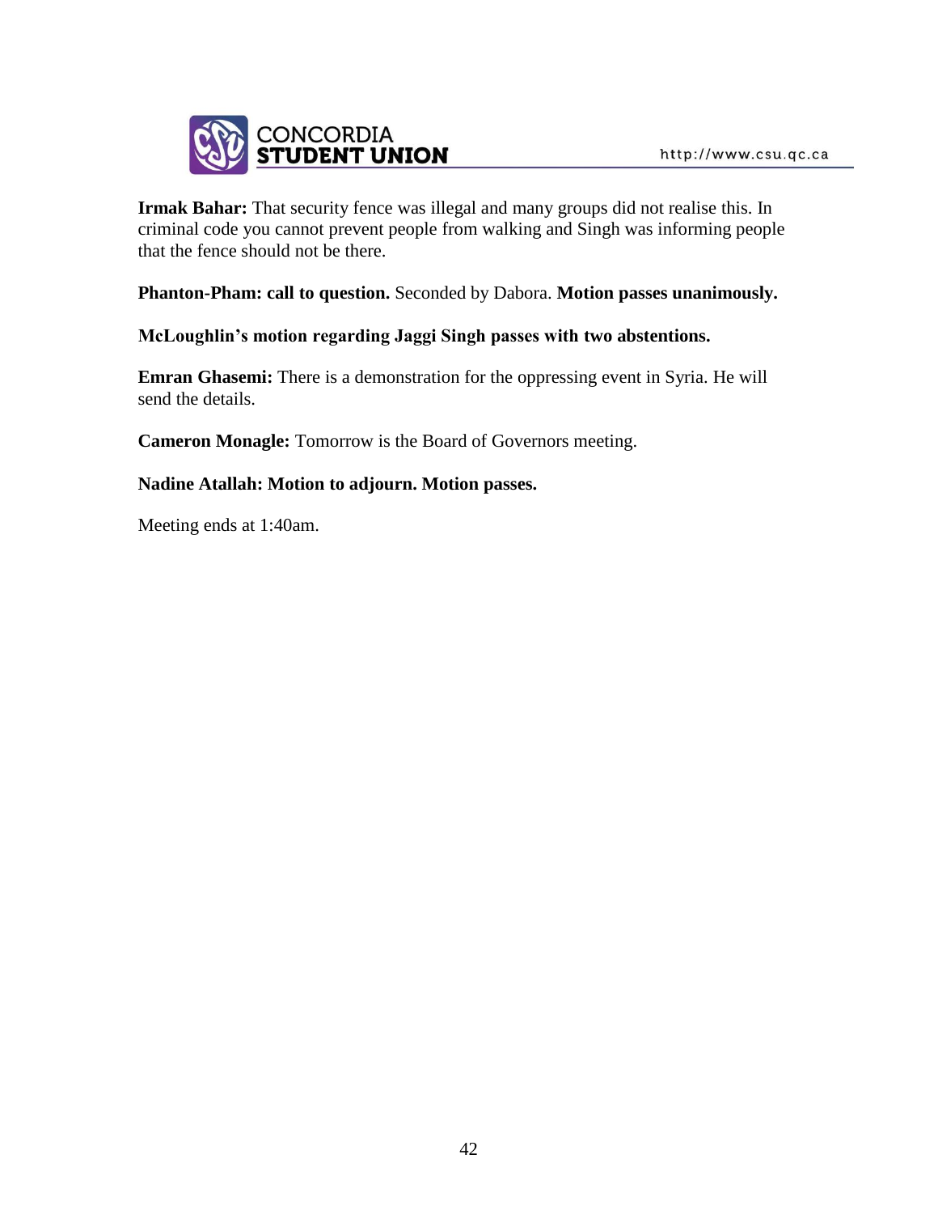**Irmak Bahar:** That security fence was illegal and many groups did not realise this. In criminal code you cannot prevent people from walking and Singh was informing people that the fence should not be there.

**Phanton-Pham: call to question.** Seconded by Dabora. **Motion passes unanimously.**

**McLoughlin's motion regarding Jaggi Singh passes with two abstentions.**

**Emran Ghasemi:** There is a demonstration for the oppressing event in Syria. He will send the details.

**Cameron Monagle:** Tomorrow is the Board of Governors meeting.

**Nadine Atallah: Motion to adjourn. Motion passes.**

Meeting ends at 1:40am.